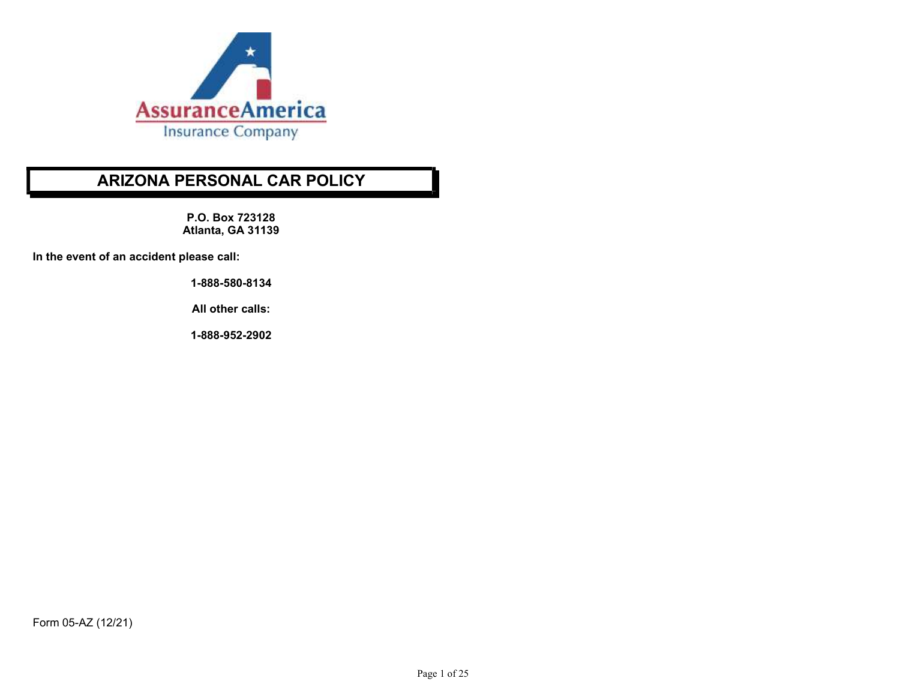AssuranceAmerica
Insurance Company

# ARIZONA PERSONAL CAR POLICY

**P.O. Box 723128**
**Atlanta, GA 31139**

**In the event of an accident please call:**

**1-888-580-8134**

**All other calls:**

**1-888-952-2902**

Form 05-AZ (12/21)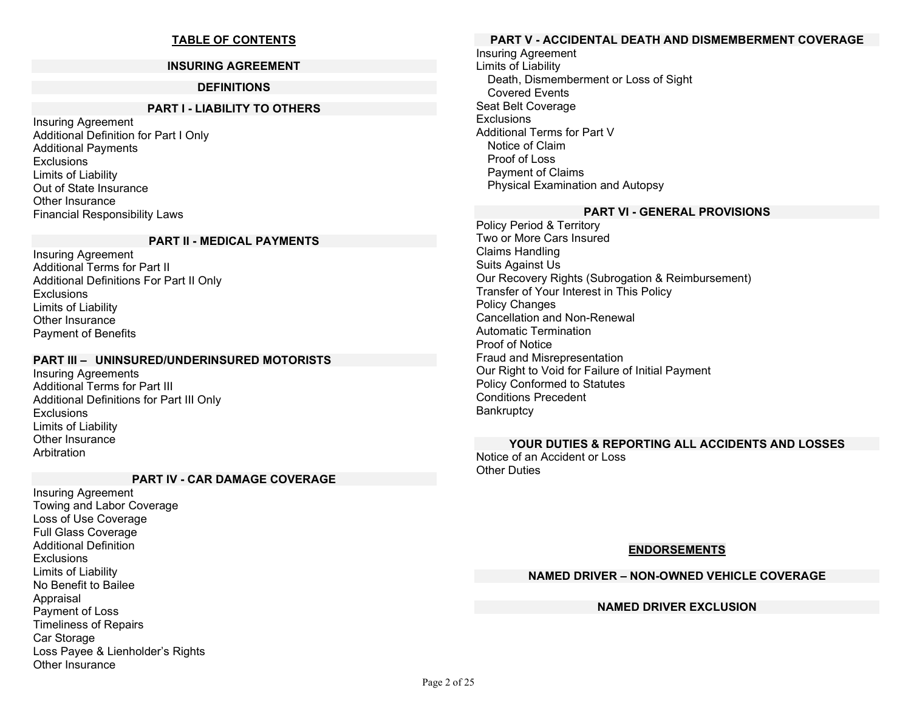# TABLE OF CONTENTS

## INSURING AGREEMENT

## DEFINITIONS

## PART I - LIABILITY TO OTHERS

- Insuring Agreement
- Additional Definition for Part I Only
- Additional Payments
- Exclusions
- Limits of Liability
- Out of State Insurance
- Other Insurance
- Financial Responsibility Laws

## PART II - MEDICAL PAYMENTS

- Insuring Agreement
- Additional Terms for Part II
- Additional Definitions For Part II Only
- Exclusions
- Limits of Liability
- Other Insurance
- Payment of Benefits

## PART III – UNINSURED/UNDERINSURED MOTORISTS

- Insuring Agreements
- Additional Terms for Part III
- Additional Definitions for Part III Only
- Exclusions
- Limits of Liability
- Other Insurance
- Arbitration

## PART IV - CAR DAMAGE COVERAGE

- Insuring Agreement
- Towing and Labor Coverage
- Loss of Use Coverage
- Full Glass Coverage
- Additional Definition
- Exclusions
- Limits of Liability
- No Benefit to Bailee
- Appraisal
- Payment of Loss
- Timeliness of Repairs
- Car Storage
- Loss Payee & Lienholder's Rights
- Other Insurance

## PART V - ACCIDENTAL DEATH AND DISMEMBERMENT COVERAGE

- Insuring Agreement
- Limits of Liability
  - Death, Dismemberment or Loss of Sight
  - Covered Events
- Seat Belt Coverage
- Exclusions
- Additional Terms for Part V
  - Notice of Claim
  - Proof of Loss
  - Payment of Claims
  - Physical Examination and Autopsy

## PART VI - GENERAL PROVISIONS

- Policy Period & Territory
- Two or More Cars Insured
- Claims Handling
- Suits Against Us
- Our Recovery Rights (Subrogation & Reimbursement)
- Transfer of Your Interest in This Policy
- Policy Changes
- Cancellation and Non-Renewal
- Automatic Termination
- Proof of Notice
- Fraud and Misrepresentation
- Our Right to Void for Failure of Initial Payment
- Policy Conformed to Statutes
- Conditions Precedent
- Bankruptcy

## YOUR DUTIES & REPORTING ALL ACCIDENTS AND LOSSES

- Notice of an Accident or Loss
- Other Duties

# ENDORSEMENTS

## NAMED DRIVER – NON-OWNED VEHICLE COVERAGE

## NAMED DRIVER EXCLUSION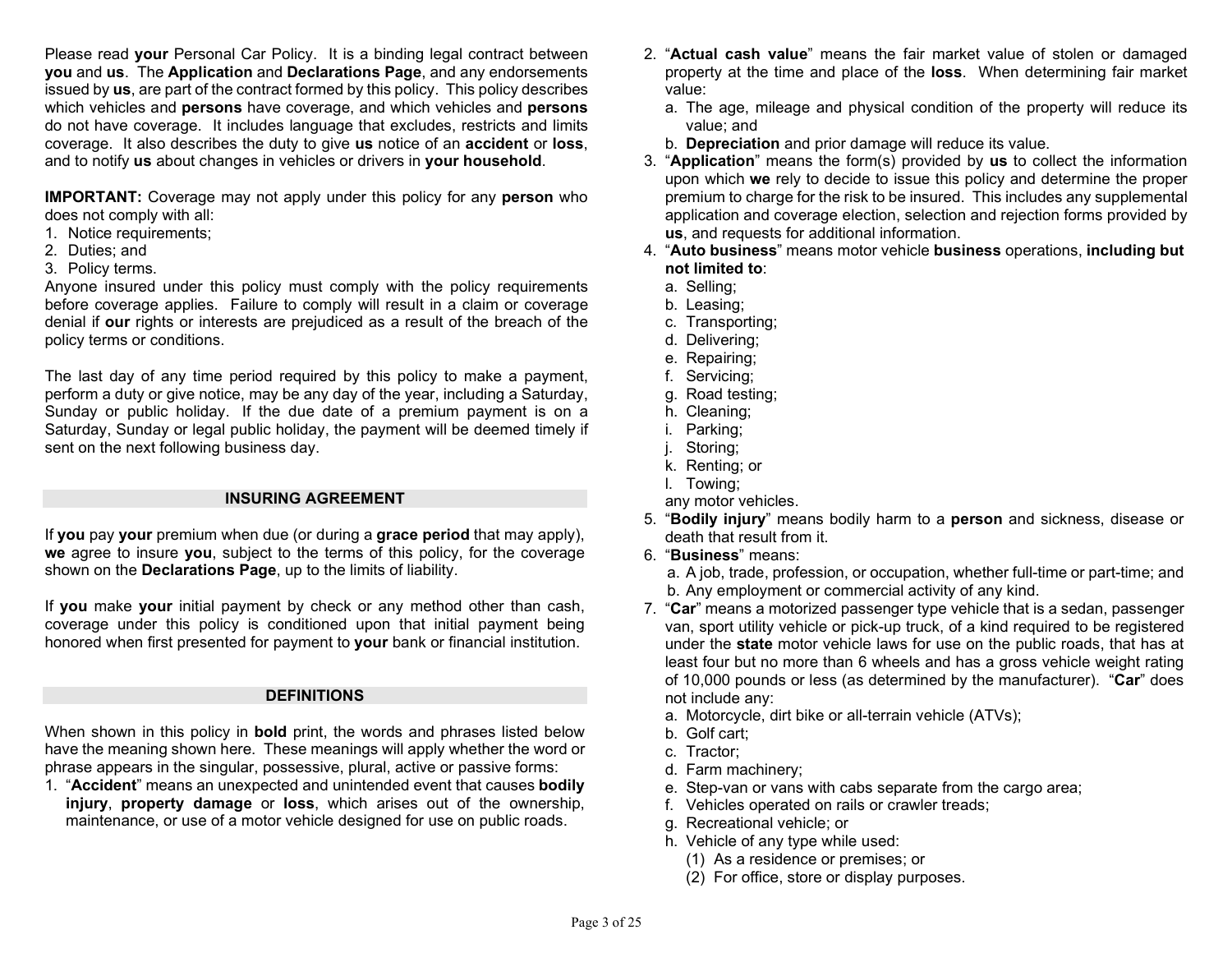Please read **your** Personal Car Policy. It is a binding legal contract between **you** and **us**. The **Application** and **Declarations Page**, and any endorsements issued by **us**, are part of the contract formed by this policy. This policy describes which vehicles and **persons** have coverage, and which vehicles and **persons** do not have coverage. It includes language that excludes, restricts and limits coverage. It also describes the duty to give **us** notice of an **accident** or **loss**, and to notify **us** about changes in vehicles or drivers in **your household**.

**IMPORTANT:** Coverage may not apply under this policy for any **person** who does not comply with all:

1. Notice requirements;
2. Duties; and
3. Policy terms.

Anyone insured under this policy must comply with the policy requirements before coverage applies. Failure to comply will result in a claim or coverage denial if **our** rights or interests are prejudiced as a result of the breach of the policy terms or conditions.

The last day of any time period required by this policy to make a payment, perform a duty or give notice, may be any day of the year, including a Saturday, Sunday or public holiday. If the due date of a premium payment is on a Saturday, Sunday or legal public holiday, the payment will be deemed timely if sent on the next following business day.

## INSURING AGREEMENT

If **you** pay **your** premium when due (or during a **grace period** that may apply), **we** agree to insure **you**, subject to the terms of this policy, for the coverage shown on the **Declarations Page**, up to the limits of liability.

If **you** make **your** initial payment by check or any method other than cash, coverage under this policy is conditioned upon that initial payment being honored when first presented for payment to **your** bank or financial institution.

## DEFINITIONS

When shown in this policy in **bold** print, the words and phrases listed below have the meaning shown here. These meanings will apply whether the word or phrase appears in the singular, possessive, plural, active or passive forms:

1. "**Accident**" means an unexpected and unintended event that causes **bodily injury**, **property damage** or **loss**, which arises out of the ownership, maintenance, or use of a motor vehicle designed for use on public roads.
2. "**Actual cash value**" means the fair market value of stolen or damaged property at the time and place of the **loss**. When determining fair market value:
   a. The age, mileage and physical condition of the property will reduce its value; and
   b. **Depreciation** and prior damage will reduce its value.
3. "**Application**" means the form(s) provided by **us** to collect the information upon which **we** rely to decide to issue this policy and determine the proper premium to charge for the risk to be insured. This includes any supplemental application and coverage election, selection and rejection forms provided by **us**, and requests for additional information.
4. "**Auto business**" means motor vehicle **business** operations, **including but not limited to**:
   a. Selling;
   b. Leasing;
   c. Transporting;
   d. Delivering;
   e. Repairing;
   f. Servicing;
   g. Road testing;
   h. Cleaning;
   i. Parking;
   j. Storing;
   k. Renting; or
   l. Towing;

   any motor vehicles.
5. "**Bodily injury**" means bodily harm to a **person** and sickness, disease or death that result from it.
6. "**Business**" means:
   a. A job, trade, profession, or occupation, whether full-time or part-time; and
   b. Any employment or commercial activity of any kind.
7. "**Car**" means a motorized passenger type vehicle that is a sedan, passenger van, sport utility vehicle or pick-up truck, of a kind required to be registered under the **state** motor vehicle laws for use on the public roads, that has at least four but no more than 6 wheels and has a gross vehicle weight rating of 10,000 pounds or less (as determined by the manufacturer). "**Car**" does not include any:
   a. Motorcycle, dirt bike or all-terrain vehicle (ATVs);
   b. Golf cart;
   c. Tractor;
   d. Farm machinery;
   e. Step-van or vans with cabs separate from the cargo area;
   f. Vehicles operated on rails or crawler treads;
   g. Recreational vehicle; or
   h. Vehicle of any type while used:
      (1) As a residence or premises; or
      (2) For office, store or display purposes.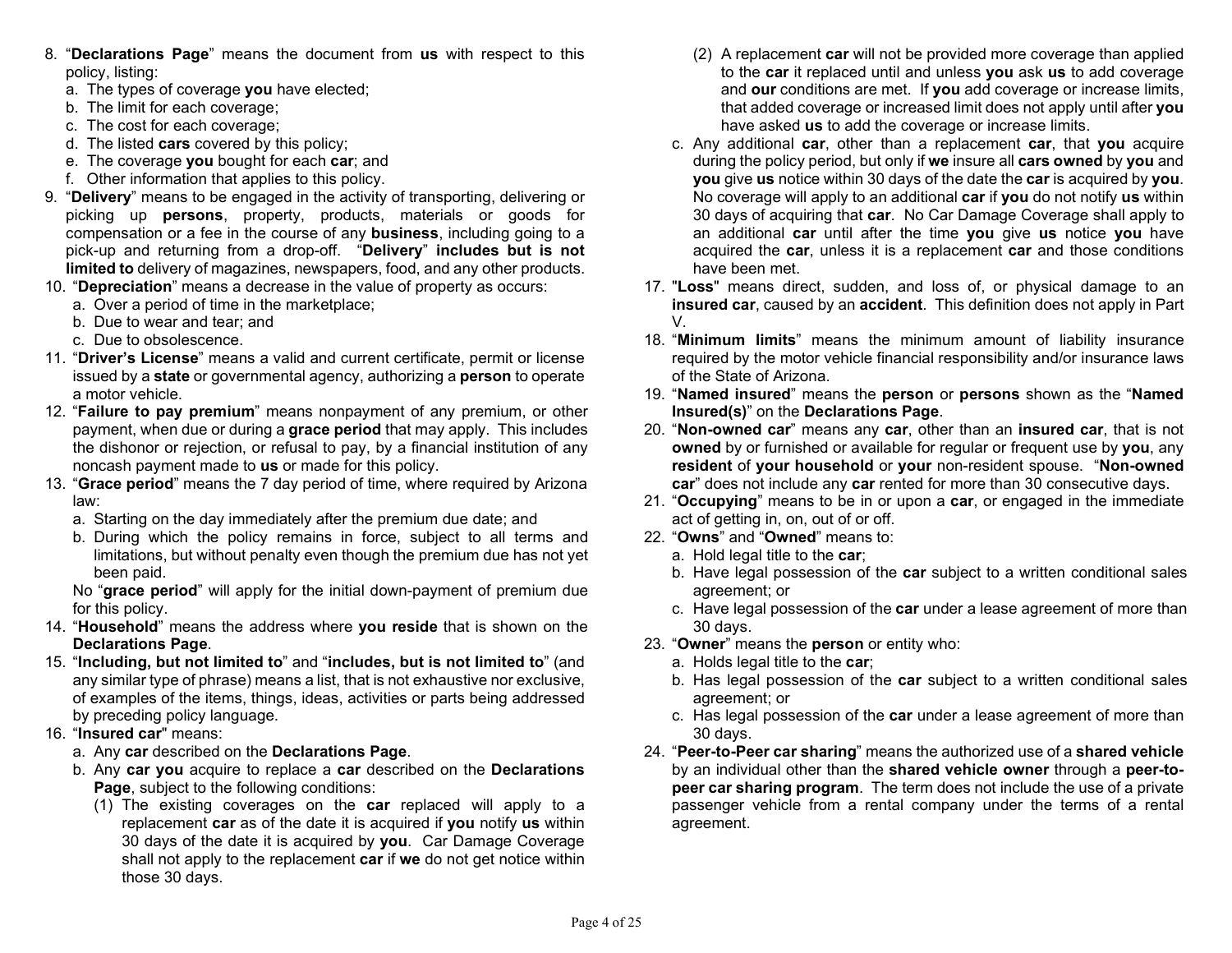8. "**Declarations Page**" means the document from **us** with respect to this policy, listing:
   a. The types of coverage **you** have elected;
   b. The limit for each coverage;
   c. The cost for each coverage;
   d. The listed **cars** covered by this policy;
   e. The coverage **you** bought for each **car**; and
   f. Other information that applies to this policy.
9. "**Delivery**" means to be engaged in the activity of transporting, delivering or picking up **persons**, property, products, materials or goods for compensation or a fee in the course of any **business**, including going to a pick-up and returning from a drop-off. "**Delivery**" **includes but is not limited to** delivery of magazines, newspapers, food, and any other products.
10. "**Depreciation**" means a decrease in the value of property as occurs:
    a. Over a period of time in the marketplace;
    b. Due to wear and tear; and
    c. Due to obsolescence.
11. "**Driver's License**" means a valid and current certificate, permit or license issued by a **state** or governmental agency, authorizing a **person** to operate a motor vehicle.
12. "**Failure to pay premium**" means nonpayment of any premium, or other payment, when due or during a **grace period** that may apply. This includes the dishonor or rejection, or refusal to pay, by a financial institution of any noncash payment made to **us** or made for this policy.
13. "**Grace period**" means the 7 day period of time, where required by Arizona law:
    a. Starting on the day immediately after the premium due date; and
    b. During which the policy remains in force, subject to all terms and limitations, but without penalty even though the premium due has not yet been paid.

    No "**grace period**" will apply for the initial down-payment of premium due for this policy.
14. "**Household**" means the address where **you reside** that is shown on the **Declarations Page**.
15. "**Including, but not limited to**" and "**includes, but is not limited to**" (and any similar type of phrase) means a list, that is not exhaustive nor exclusive, of examples of the items, things, ideas, activities or parts being addressed by preceding policy language.
16. "**Insured car**" means:
    a. Any **car** described on the **Declarations Page**.
    b. Any **car you** acquire to replace a **car** described on the **Declarations Page**, subject to the following conditions:
       (1) The existing coverages on the **car** replaced will apply to a replacement **car** as of the date it is acquired if **you** notify **us** within 30 days of the date it is acquired by **you**. Car Damage Coverage shall not apply to the replacement **car** if **we** do not get notice within those 30 days.
       (2) A replacement **car** will not be provided more coverage than applied to the **car** it replaced until and unless **you** ask **us** to add coverage and **our** conditions are met. If **you** add coverage or increase limits, that added coverage or increased limit does not apply until after **you** have asked **us** to add the coverage or increase limits.
    c. Any additional **car**, other than a replacement **car**, that **you** acquire during the policy period, but only if **we** insure all **cars owned** by **you** and **you** give **us** notice within 30 days of the date the **car** is acquired by **you**. No coverage will apply to an additional **car** if **you** do not notify **us** within 30 days of acquiring that **car**. No Car Damage Coverage shall apply to an additional **car** until after the time **you** give **us** notice **you** have acquired the **car**, unless it is a replacement **car** and those conditions have been met.
17. "**Loss**" means direct, sudden, and loss of, or physical damage to an **insured car**, caused by an **accident**. This definition does not apply in Part V.
18. "**Minimum limits**" means the minimum amount of liability insurance required by the motor vehicle financial responsibility and/or insurance laws of the State of Arizona.
19. "**Named insured**" means the **person** or **persons** shown as the "**Named Insured(s)**" on the **Declarations Page**.
20. "**Non-owned car**" means any **car**, other than an **insured car**, that is not **owned** by or furnished or available for regular or frequent use by **you**, any **resident** of **your household** or **your** non-resident spouse. "**Non-owned car**" does not include any **car** rented for more than 30 consecutive days.
21. "**Occupying**" means to be in or upon a **car**, or engaged in the immediate act of getting in, on, out of or off.
22. "**Owns**" and "**Owned**" means to:
    a. Hold legal title to the **car**;
    b. Have legal possession of the **car** subject to a written conditional sales agreement; or
    c. Have legal possession of the **car** under a lease agreement of more than 30 days.
23. "**Owner**" means the **person** or entity who:
    a. Holds legal title to the **car**;
    b. Has legal possession of the **car** subject to a written conditional sales agreement; or
    c. Has legal possession of the **car** under a lease agreement of more than 30 days.
24. "**Peer-to-Peer car sharing**" means the authorized use of a **shared vehicle** by an individual other than the **shared vehicle owner** through a **peer-to-peer car sharing program**. The term does not include the use of a private passenger vehicle from a rental company under the terms of a rental agreement.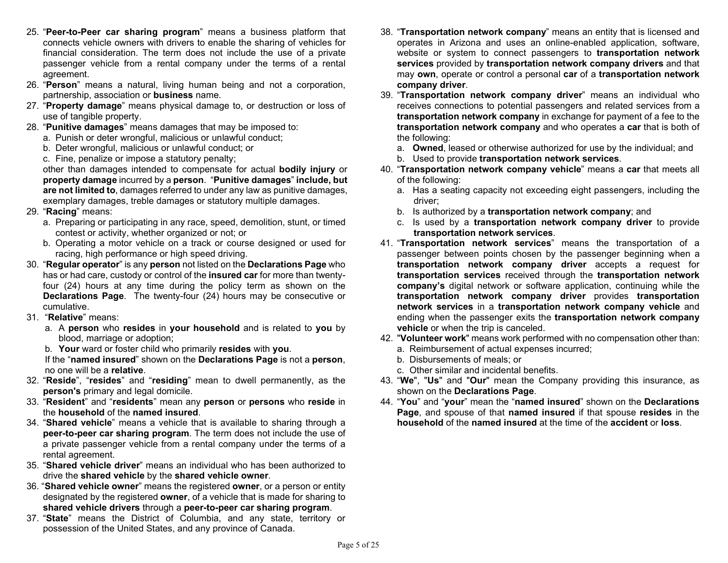25. "**Peer-to-Peer car sharing program**" means a business platform that connects vehicle owners with drivers to enable the sharing of vehicles for financial consideration. The term does not include the use of a private passenger vehicle from a rental company under the terms of a rental agreement.
26. "**Person**" means a natural, living human being and not a corporation, partnership, association or **business** name.
27. "**Property damage**" means physical damage to, or destruction or loss of use of tangible property.
28. "**Punitive damages**" means damages that may be imposed to:
    a. Punish or deter wrongful, malicious or unlawful conduct;
    b. Deter wrongful, malicious or unlawful conduct; or
    c. Fine, penalize or impose a statutory penalty;

    other than damages intended to compensate for actual **bodily injury** or **property damage** incurred by a **person**. "**Punitive damages**" **include, but are not limited to**, damages referred to under any law as punitive damages, exemplary damages, treble damages or statutory multiple damages.
29. "**Racing**" means:
    a. Preparing or participating in any race, speed, demolition, stunt, or timed contest or activity, whether organized or not; or
    b. Operating a motor vehicle on a track or course designed or used for racing, high performance or high speed driving.
30. "**Regular operator**" is any **person** not listed on the **Declarations Page** who has or had care, custody or control of the **insured car** for more than twenty-four (24) hours at any time during the policy term as shown on the **Declarations Page**. The twenty-four (24) hours may be consecutive or cumulative.
31. "**Relative**" means:
    a. A **person** who **resides** in **your household** and is related to **you** by blood, marriage or adoption;
    b. **Your** ward or foster child who primarily **resides** with **you**.

    If the "**named insured**" shown on the **Declarations Page** is not a **person**, no one will be a **relative**.
32. "**Reside**", "**resides**" and "**residing**" mean to dwell permanently, as the **person's** primary and legal domicile.
33. "**Resident**" and "**residents**" mean any **person** or **persons** who **reside** in the **household** of the **named insured**.
34. "**Shared vehicle**" means a vehicle that is available to sharing through a **peer-to-peer car sharing program**. The term does not include the use of a private passenger vehicle from a rental company under the terms of a rental agreement.
35. "**Shared vehicle driver**" means an individual who has been authorized to drive the **shared vehicle** by the **shared vehicle owner**.
36. "**Shared vehicle owner**" means the registered **owner**, or a person or entity designated by the registered **owner**, of a vehicle that is made for sharing to **shared vehicle drivers** through a **peer-to-peer car sharing program**.
37. "**State**" means the District of Columbia, and any state, territory or possession of the United States, and any province of Canada.
38. "**Transportation network company**" means an entity that is licensed and operates in Arizona and uses an online-enabled application, software, website or system to connect passengers to **transportation network services** provided by **transportation network company drivers** and that may **own**, operate or control a personal **car** of a **transportation network company driver**.
39. "**Transportation network company driver**" means an individual who receives connections to potential passengers and related services from a **transportation network company** in exchange for payment of a fee to the **transportation network company** and who operates a **car** that is both of the following:
    a. **Owned**, leased or otherwise authorized for use by the individual; and
    b. Used to provide **transportation network services**.
40. "**Transportation network company vehicle**" means a **car** that meets all of the following:
    a. Has a seating capacity not exceeding eight passengers, including the driver;
    b. Is authorized by a **transportation network company**; and
    c. Is used by a **transportation network company driver** to provide **transportation network services**.
41. "**Transportation network services**" means the transportation of a passenger between points chosen by the passenger beginning when a **transportation network company driver** accepts a request for **transportation services** received through the **transportation network company's** digital network or software application, continuing while the **transportation network company driver** provides **transportation network services** in a **transportation network company vehicle** and ending when the passenger exits the **transportation network company vehicle** or when the trip is canceled.
42. "**Volunteer work**" means work performed with no compensation other than:
    a. Reimbursement of actual expenses incurred;
    b. Disbursements of meals; or
    c. Other similar and incidental benefits.
43. "**We**", "**Us**" and "**Our**" mean the Company providing this insurance, as shown on the **Declarations Page**.
44. "**You**" and "**your**" mean the "**named insured**" shown on the **Declarations Page**, and spouse of that **named insured** if that spouse **resides** in the **household** of the **named insured** at the time of the **accident** or **loss**.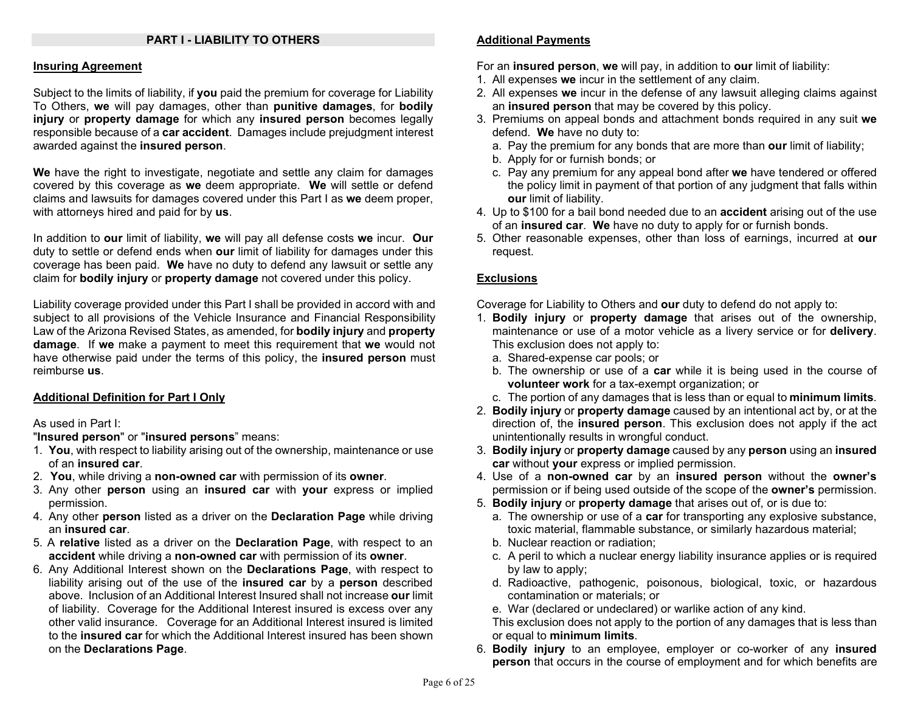## PART I - LIABILITY TO OTHERS

### Insuring Agreement

Subject to the limits of liability, if **you** paid the premium for coverage for Liability To Others, **we** will pay damages, other than **punitive damages**, for **bodily injury** or **property damage** for which any **insured person** becomes legally responsible because of a **car accident**. Damages include prejudgment interest awarded against the **insured person**.

**We** have the right to investigate, negotiate and settle any claim for damages covered by this coverage as **we** deem appropriate. **We** will settle or defend claims and lawsuits for damages covered under this Part I as **we** deem proper, with attorneys hired and paid for by **us**.

In addition to **our** limit of liability, **we** will pay all defense costs **we** incur. **Our** duty to settle or defend ends when **our** limit of liability for damages under this coverage has been paid. **We** have no duty to defend any lawsuit or settle any claim for **bodily injury** or **property damage** not covered under this policy.

Liability coverage provided under this Part I shall be provided in accord with and subject to all provisions of the Vehicle Insurance and Financial Responsibility Law of the Arizona Revised States, as amended, for **bodily injury** and **property damage**. If **we** make a payment to meet this requirement that **we** would not have otherwise paid under the terms of this policy, the **insured person** must reimburse **us**.

### Additional Definition for Part I Only

As used in Part I:

"**Insured person**" or "**insured persons**" means:

1. **You**, with respect to liability arising out of the ownership, maintenance or use of an **insured car**.
2. **You**, while driving a **non-owned car** with permission of its **owner**.
3. Any other **person** using an **insured car** with **your** express or implied permission.
4. Any other **person** listed as a driver on the **Declaration Page** while driving an **insured car**.
5. A **relative** listed as a driver on the **Declaration Page**, with respect to an **accident** while driving a **non-owned car** with permission of its **owner**.
6. Any Additional Interest shown on the **Declarations Page**, with respect to liability arising out of the use of the **insured car** by a **person** described above. Inclusion of an Additional Interest Insured shall not increase **our** limit of liability. Coverage for the Additional Interest insured is excess over any other valid insurance. Coverage for an Additional Interest insured is limited to the **insured car** for which the Additional Interest insured has been shown on the **Declarations Page**.

### Additional Payments

For an **insured person**, **we** will pay, in addition to **our** limit of liability:

1. All expenses **we** incur in the settlement of any claim.
2. All expenses **we** incur in the defense of any lawsuit alleging claims against an **insured person** that may be covered by this policy.
3. Premiums on appeal bonds and attachment bonds required in any suit **we** defend. **We** have no duty to:
   a. Pay the premium for any bonds that are more than **our** limit of liability;
   b. Apply for or furnish bonds; or
   c. Pay any premium for any appeal bond after **we** have tendered or offered the policy limit in payment of that portion of any judgment that falls within **our** limit of liability.
4. Up to $100 for a bail bond needed due to an **accident** arising out of the use of an **insured car**. **We** have no duty to apply for or furnish bonds.
5. Other reasonable expenses, other than loss of earnings, incurred at **our** request.

### Exclusions

Coverage for Liability to Others and **our** duty to defend do not apply to:

1. **Bodily injury** or **property damage** that arises out of the ownership, maintenance or use of a motor vehicle as a livery service or for **delivery**. This exclusion does not apply to:
   a. Shared-expense car pools; or
   b. The ownership or use of a **car** while it is being used in the course of **volunteer work** for a tax-exempt organization; or
   c. The portion of any damages that is less than or equal to **minimum limits**.
2. **Bodily injury** or **property damage** caused by an intentional act by, or at the direction of, the **insured person**. This exclusion does not apply if the act unintentionally results in wrongful conduct.
3. **Bodily injury** or **property damage** caused by any **person** using an **insured car** without **your** express or implied permission.
4. Use of a **non-owned car** by an **insured person** without the **owner's** permission or if being used outside of the scope of the **owner's** permission.
5. **Bodily injury** or **property damage** that arises out of, or is due to:
   a. The ownership or use of a **car** for transporting any explosive substance, toxic material, flammable substance, or similarly hazardous material;
   b. Nuclear reaction or radiation;
   c. A peril to which a nuclear energy liability insurance applies or is required by law to apply;
   d. Radioactive, pathogenic, poisonous, biological, toxic, or hazardous contamination or materials; or
   e. War (declared or undeclared) or warlike action of any kind.

   This exclusion does not apply to the portion of any damages that is less than or equal to **minimum limits**.
6. **Bodily injury** to an employee, employer or co-worker of any **insured person** that occurs in the course of employment and for which benefits are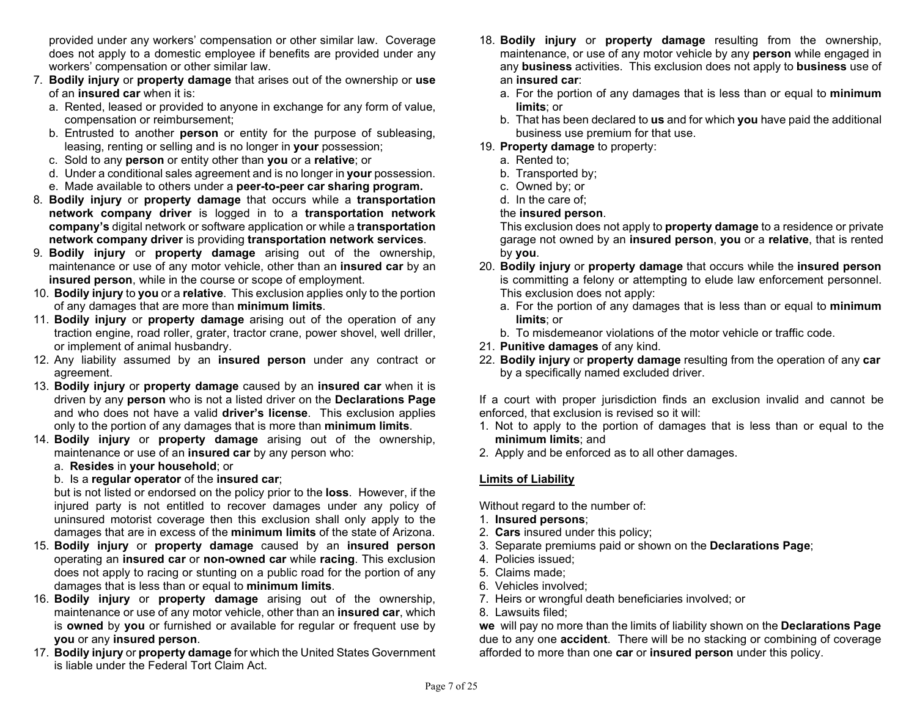provided under any workers' compensation or other similar law. Coverage does not apply to a domestic employee if benefits are provided under any workers' compensation or other similar law.

7. **Bodily injury** or **property damage** that arises out of the ownership or **use** of an **insured car** when it is:
   a. Rented, leased or provided to anyone in exchange for any form of value, compensation or reimbursement;
   b. Entrusted to another **person** or entity for the purpose of subleasing, leasing, renting or selling and is no longer in **your** possession;
   c. Sold to any **person** or entity other than **you** or a **relative**; or
   d. Under a conditional sales agreement and is no longer in **your** possession.
   e. Made available to others under a **peer-to-peer car sharing program.**
8. **Bodily injury** or **property damage** that occurs while a **transportation network company driver** is logged in to a **transportation network company's** digital network or software application or while a **transportation network company driver** is providing **transportation network services**.
9. **Bodily injury** or **property damage** arising out of the ownership, maintenance or use of any motor vehicle, other than an **insured car** by an **insured person**, while in the course or scope of employment.
10. **Bodily injury** to **you** or a **relative**. This exclusion applies only to the portion of any damages that are more than **minimum limits**.
11. **Bodily injury** or **property damage** arising out of the operation of any traction engine, road roller, grater, tractor crane, power shovel, well driller, or implement of animal husbandry.
12. Any liability assumed by an **insured person** under any contract or agreement.
13. **Bodily injury** or **property damage** caused by an **insured car** when it is driven by any **person** who is not a listed driver on the **Declarations Page** and who does not have a valid **driver's license**. This exclusion applies only to the portion of any damages that is more than **minimum limits**.
14. **Bodily injury** or **property damage** arising out of the ownership, maintenance or use of an **insured car** by any person who:
   a. **Resides** in **your household**; or
   b. Is a **regular operator** of the **insured car**;

   but is not listed or endorsed on the policy prior to the **loss**. However, if the injured party is not entitled to recover damages under any policy of uninsured motorist coverage then this exclusion shall only apply to the damages that are in excess of the **minimum limits** of the state of Arizona.
15. **Bodily injury** or **property damage** caused by an **insured person** operating an **insured car** or **non-owned car** while **racing**. This exclusion does not apply to racing or stunting on a public road for the portion of any damages that is less than or equal to **minimum limits**.
16. **Bodily injury** or **property damage** arising out of the ownership, maintenance or use of any motor vehicle, other than an **insured car**, which is **owned** by **you** or furnished or available for regular or frequent use by **you** or any **insured person**.
17. **Bodily injury** or **property damage** for which the United States Government is liable under the Federal Tort Claim Act.
18. **Bodily injury** or **property damage** resulting from the ownership, maintenance, or use of any motor vehicle by any **person** while engaged in any **business** activities. This exclusion does not apply to **business** use of an **insured car**:
   a. For the portion of any damages that is less than or equal to **minimum limits**; or
   b. That has been declared to **us** and for which **you** have paid the additional business use premium for that use.
19. **Property damage** to property:
   a. Rented to;
   b. Transported by;
   c. Owned by; or
   d. In the care of;

   the **insured person**.

   This exclusion does not apply to **property damage** to a residence or private garage not owned by an **insured person**, **you** or a **relative**, that is rented by **you**.
20. **Bodily injury** or **property damage** that occurs while the **insured person** is committing a felony or attempting to elude law enforcement personnel. This exclusion does not apply:
   a. For the portion of any damages that is less than or equal to **minimum limits**; or
   b. To misdemeanor violations of the motor vehicle or traffic code.
21. **Punitive damages** of any kind.
22. **Bodily injury** or **property damage** resulting from the operation of any **car** by a specifically named excluded driver.

If a court with proper jurisdiction finds an exclusion invalid and cannot be enforced, that exclusion is revised so it will:

1. Not to apply to the portion of damages that is less than or equal to the **minimum limits**; and
2. Apply and be enforced as to all other damages.

## Limits of Liability

Without regard to the number of:

1. **Insured persons**;
2. **Cars** insured under this policy;
3. Separate premiums paid or shown on the **Declarations Page**;
4. Policies issued;
5. Claims made;
6. Vehicles involved;
7. Heirs or wrongful death beneficiaries involved; or
8. Lawsuits filed;

**we** will pay no more than the limits of liability shown on the **Declarations Page** due to any one **accident**. There will be no stacking or combining of coverage afforded to more than one **car** or **insured person** under this policy.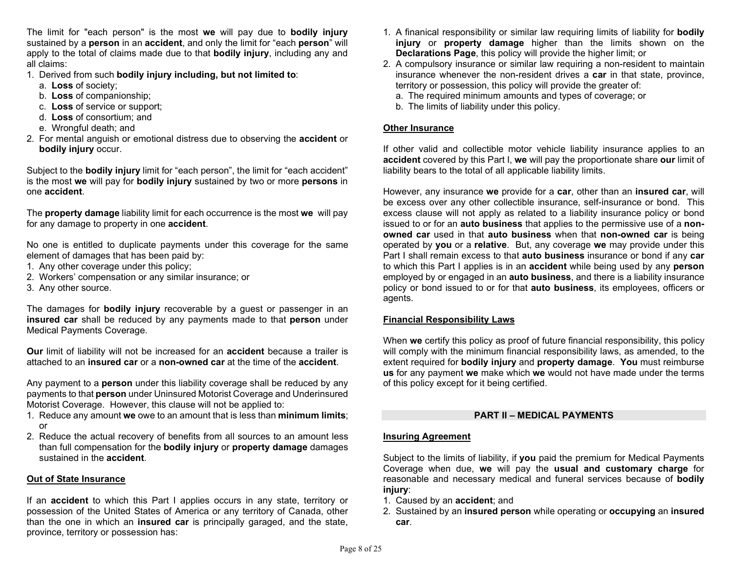The limit for "each person" is the most **we** will pay due to **bodily injury** sustained by a **person** in an **accident**, and only the limit for "each **person**" will apply to the total of claims made due to that **bodily injury**, including any and all claims:

1. Derived from such **bodily injury including, but not limited to**:
   a. **Loss** of society;
   b. **Loss** of companionship;
   c. **Loss** of service or support;
   d. **Loss** of consortium; and
   e. Wrongful death; and
2. For mental anguish or emotional distress due to observing the **accident** or **bodily injury** occur.

Subject to the **bodily injury** limit for "each person", the limit for "each accident" is the most **we** will pay for **bodily injury** sustained by two or more **persons** in one **accident**.

The **property damage** liability limit for each occurrence is the most **we** will pay for any damage to property in one **accident**.

No one is entitled to duplicate payments under this coverage for the same element of damages that has been paid by:

1. Any other coverage under this policy;
2. Workers' compensation or any similar insurance; or
3. Any other source.

The damages for **bodily injury** recoverable by a guest or passenger in an **insured car** shall be reduced by any payments made to that **person** under Medical Payments Coverage.

**Our** limit of liability will not be increased for an **accident** because a trailer is attached to an **insured car** or a **non-owned car** at the time of the **accident**.

Any payment to a **person** under this liability coverage shall be reduced by any payments to that **person** under Uninsured Motorist Coverage and Underinsured Motorist Coverage. However, this clause will not be applied to:

1. Reduce any amount **we** owe to an amount that is less than **minimum limits**; or
2. Reduce the actual recovery of benefits from all sources to an amount less than full compensation for the **bodily injury** or **property damage** damages sustained in the **accident**.

**Out of State Insurance**

If an **accident** to which this Part I applies occurs in any state, territory or possession of the United States of America or any territory of Canada, other than the one in which an **insured car** is principally garaged, and the state, province, territory or possession has:

1. A finanical responsibility or similar law requiring limits of liability for **bodily injury** or **property damage** higher than the limits shown on the **Declarations Page**, this policy will provide the higher limit; or
2. A compulsory insurance or similar law requiring a non-resident to maintain insurance whenever the non-resident drives a **car** in that state, province, territory or possession, this policy will provide the greater of:
   a. The required minimum amounts and types of coverage; or
   b. The limits of liability under this policy.

**Other Insurance**

If other valid and collectible motor vehicle liability insurance applies to an **accident** covered by this Part I, **we** will pay the proportionate share **our** limit of liability bears to the total of all applicable liability limits.

However, any insurance **we** provide for a **car**, other than an **insured car**, will be excess over any other collectible insurance, self-insurance or bond. This excess clause will not apply as related to a liability insurance policy or bond issued to or for an **auto business** that applies to the permissive use of a **non-owned car** used in that **auto business** when that **non-owned car** is being operated by **you** or a **relative**. But, any coverage **we** may provide under this Part I shall remain excess to that **auto business** insurance or bond if any **car** to which this Part I applies is in an **accident** while being used by any **person** employed by or engaged in an **auto business**, and there is a liability insurance policy or bond issued to or for that **auto business**, its employees, officers or agents.

**Financial Responsibility Laws**

When **we** certify this policy as proof of future financial responsibility, this policy will comply with the minimum financial responsibility laws, as amended, to the extent required for **bodily injury** and **property damage**. **You** must reimburse **us** for any payment **we** make which **we** would not have made under the terms of this policy except for it being certified.

## PART II – MEDICAL PAYMENTS

**Insuring Agreement**

Subject to the limits of liability, if **you** paid the premium for Medical Payments Coverage when due, **we** will pay the **usual and customary charge** for reasonable and necessary medical and funeral services because of **bodily injury**:

1. Caused by an **accident**; and
2. Sustained by an **insured person** while operating or **occupying** an **insured car**.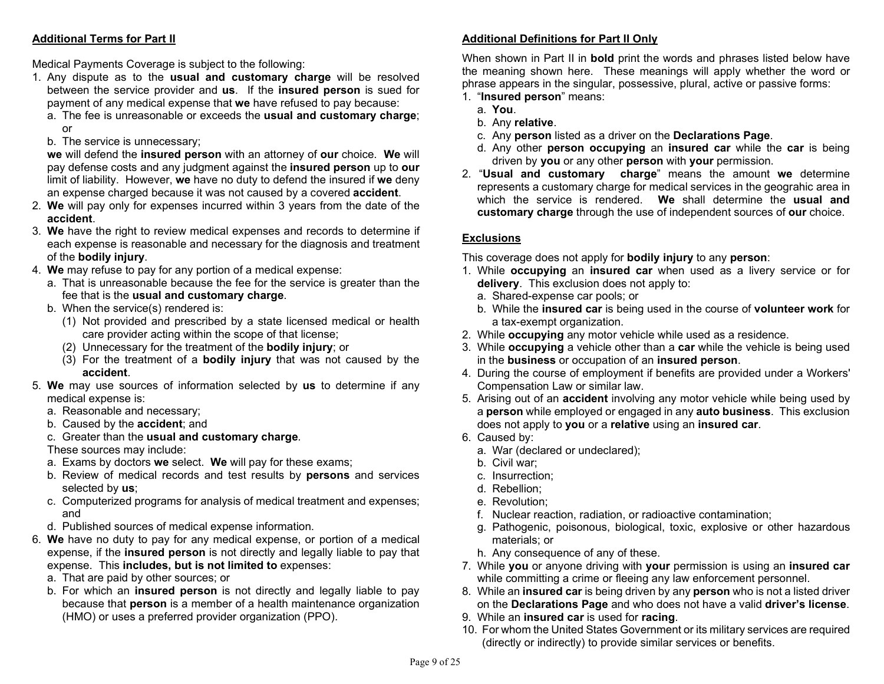## Additional Terms for Part II

Medical Payments Coverage is subject to the following:

1. Any dispute as to the **usual and customary charge** will be resolved between the service provider and **us**. If the **insured person** is sued for payment of any medical expense that **we** have refused to pay because:
   a. The fee is unreasonable or exceeds the **usual and customary charge**; or
   b. The service is unnecessary;

   **we** will defend the **insured person** with an attorney of **our** choice. **We** will pay defense costs and any judgment against the **insured person** up to **our** limit of liability. However, **we** have no duty to defend the insured if **we** deny an expense charged because it was not caused by a covered **accident**.
2. **We** will pay only for expenses incurred within 3 years from the date of the **accident**.
3. **We** have the right to review medical expenses and records to determine if each expense is reasonable and necessary for the diagnosis and treatment of the **bodily injury**.
4. **We** may refuse to pay for any portion of a medical expense:
   a. That is unreasonable because the fee for the service is greater than the fee that is the **usual and customary charge**.
   b. When the service(s) rendered is:
      (1) Not provided and prescribed by a state licensed medical or health care provider acting within the scope of that license;
      (2) Unnecessary for the treatment of the **bodily injury**; or
      (3) For the treatment of a **bodily injury** that was not caused by the **accident**.
5. **We** may use sources of information selected by **us** to determine if any medical expense is:
   a. Reasonable and necessary;
   b. Caused by the **accident**; and
   c. Greater than the **usual and customary charge**.

   These sources may include:
   a. Exams by doctors **we** select. **We** will pay for these exams;
   b. Review of medical records and test results by **persons** and services selected by **us**;
   c. Computerized programs for analysis of medical treatment and expenses; and
   d. Published sources of medical expense information.
6. **We** have no duty to pay for any medical expense, or portion of a medical expense, if the **insured person** is not directly and legally liable to pay that expense. This **includes, but is not limited to** expenses:
   a. That are paid by other sources; or
   b. For which an **insured person** is not directly and legally liable to pay because that **person** is a member of a health maintenance organization (HMO) or uses a preferred provider organization (PPO).

## Additional Definitions for Part II Only

When shown in Part II in **bold** print the words and phrases listed below have the meaning shown here. These meanings will apply whether the word or phrase appears in the singular, possessive, plural, active or passive forms:

1. "**Insured person**" means:
   a. **You**.
   b. Any **relative**.
   c. Any **person** listed as a driver on the **Declarations Page**.
   d. Any other **person occupying** an **insured car** while the **car** is being driven by **you** or any other **person** with **your** permission.
2. "**Usual and customary charge**" means the amount **we** determine represents a customary charge for medical services in the geograhic area in which the service is rendered. **We** shall determine the **usual and customary charge** through the use of independent sources of **our** choice.

## Exclusions

This coverage does not apply for **bodily injury** to any **person**:

1. While **occupying** an **insured car** when used as a livery service or for **delivery**. This exclusion does not apply to:
   a. Shared-expense car pools; or
   b. While the **insured car** is being used in the course of **volunteer work** for a tax-exempt organization.
2. While **occupying** any motor vehicle while used as a residence.
3. While **occupying** a vehicle other than a **car** while the vehicle is being used in the **business** or occupation of an **insured person**.
4. During the course of employment if benefits are provided under a Workers' Compensation Law or similar law.
5. Arising out of an **accident** involving any motor vehicle while being used by a **person** while employed or engaged in any **auto business**. This exclusion does not apply to **you** or a **relative** using an **insured car**.
6. Caused by:
   a. War (declared or undeclared);
   b. Civil war;
   c. Insurrection;
   d. Rebellion;
   e. Revolution;
   f. Nuclear reaction, radiation, or radioactive contamination;
   g. Pathogenic, poisonous, biological, toxic, explosive or other hazardous materials; or
   h. Any consequence of any of these.
7. While **you** or anyone driving with **your** permission is using an **insured car** while committing a crime or fleeing any law enforcement personnel.
8. While an **insured car** is being driven by any **person** who is not a listed driver on the **Declarations Page** and who does not have a valid **driver's license**.
9. While an **insured car** is used for **racing**.
10. For whom the United States Government or its military services are required (directly or indirectly) to provide similar services or benefits.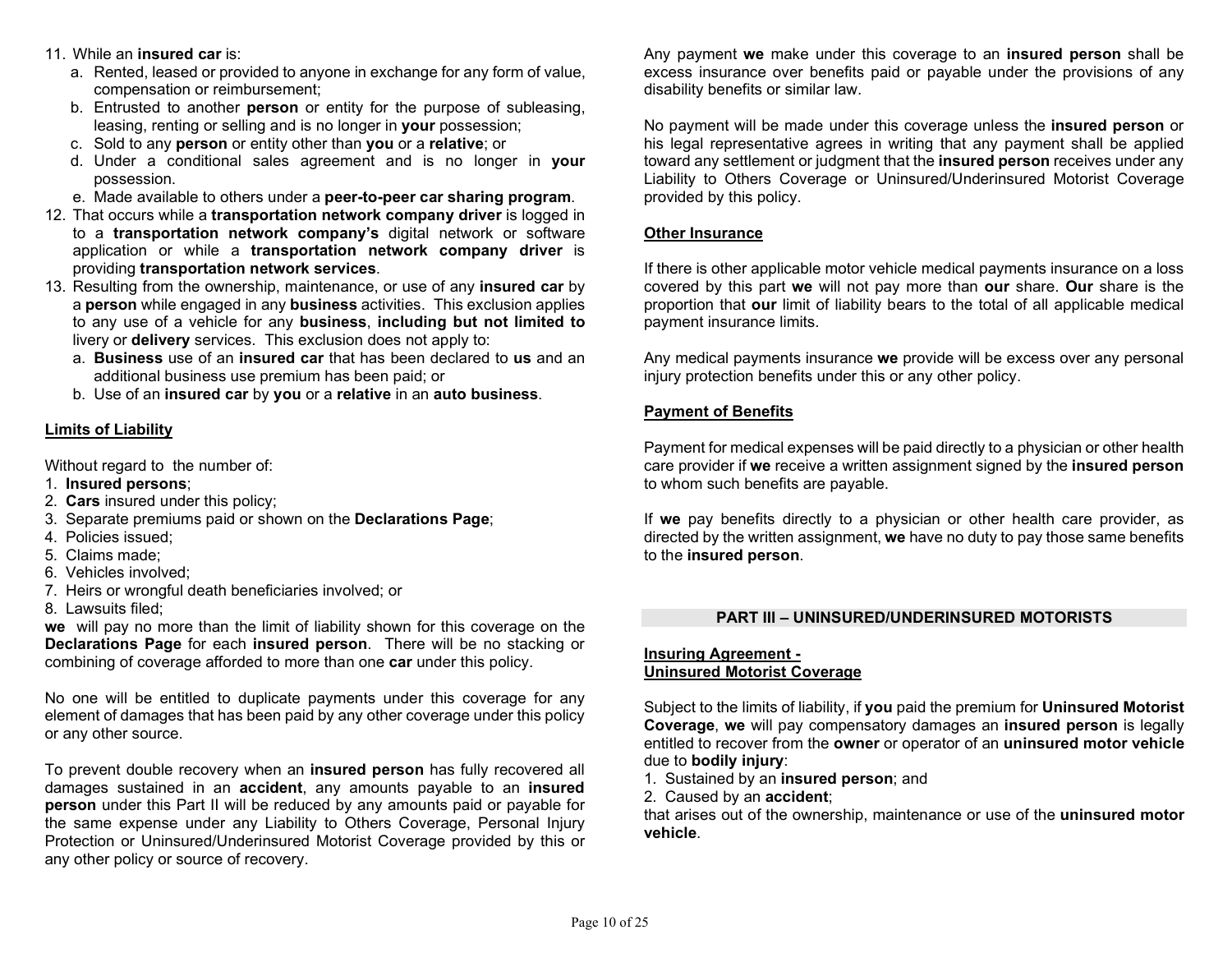11. While an **insured car** is:
    a. Rented, leased or provided to anyone in exchange for any form of value, compensation or reimbursement;
    b. Entrusted to another **person** or entity for the purpose of subleasing, leasing, renting or selling and is no longer in **your** possession;
    c. Sold to any **person** or entity other than **you** or a **relative**; or
    d. Under a conditional sales agreement and is no longer in **your** possession.
    e. Made available to others under a **peer-to-peer car sharing program**.
12. That occurs while a **transportation network company driver** is logged in to a **transportation network company's** digital network or software application or while a **transportation network company driver** is providing **transportation network services**.
13. Resulting from the ownership, maintenance, or use of any **insured car** by a **person** while engaged in any **business** activities. This exclusion applies to any use of a vehicle for any **business**, **including but not limited to** livery or **delivery** services. This exclusion does not apply to:
    a. **Business** use of an **insured car** that has been declared to **us** and an additional business use premium has been paid; or
    b. Use of an **insured car** by **you** or a **relative** in an **auto business**.

**Limits of Liability**

Without regard to the number of:
1. **Insured persons**;
2. **Cars** insured under this policy;
3. Separate premiums paid or shown on the **Declarations Page**;
4. Policies issued;
5. Claims made;
6. Vehicles involved;
7. Heirs or wrongful death beneficiaries involved; or
8. Lawsuits filed;

**we** will pay no more than the limit of liability shown for this coverage on the **Declarations Page** for each **insured person**. There will be no stacking or combining of coverage afforded to more than one **car** under this policy.

No one will be entitled to duplicate payments under this coverage for any element of damages that has been paid by any other coverage under this policy or any other source.

To prevent double recovery when an **insured person** has fully recovered all damages sustained in an **accident**, any amounts payable to an **insured person** under this Part II will be reduced by any amounts paid or payable for the same expense under any Liability to Others Coverage, Personal Injury Protection or Uninsured/Underinsured Motorist Coverage provided by this or any other policy or source of recovery.

Any payment **we** make under this coverage to an **insured person** shall be excess insurance over benefits paid or payable under the provisions of any disability benefits or similar law.

No payment will be made under this coverage unless the **insured person** or his legal representative agrees in writing that any payment shall be applied toward any settlement or judgment that the **insured person** receives under any Liability to Others Coverage or Uninsured/Underinsured Motorist Coverage provided by this policy.

**Other Insurance**

If there is other applicable motor vehicle medical payments insurance on a loss covered by this part **we** will not pay more than **our** share. **Our** share is the proportion that **our** limit of liability bears to the total of all applicable medical payment insurance limits.

Any medical payments insurance **we** provide will be excess over any personal injury protection benefits under this or any other policy.

**Payment of Benefits**

Payment for medical expenses will be paid directly to a physician or other health care provider if **we** receive a written assignment signed by the **insured person** to whom such benefits are payable.

If **we** pay benefits directly to a physician or other health care provider, as directed by the written assignment, **we** have no duty to pay those same benefits to the **insured person**.

## PART III – UNINSURED/UNDERINSURED MOTORISTS

**Insuring Agreement -**
**Uninsured Motorist Coverage**

Subject to the limits of liability, if **you** paid the premium for **Uninsured Motorist Coverage**, **we** will pay compensatory damages an **insured person** is legally entitled to recover from the **owner** or operator of an **uninsured motor vehicle** due to **bodily injury**:
1. Sustained by an **insured person**; and
2. Caused by an **accident**;

that arises out of the ownership, maintenance or use of the **uninsured motor vehicle**.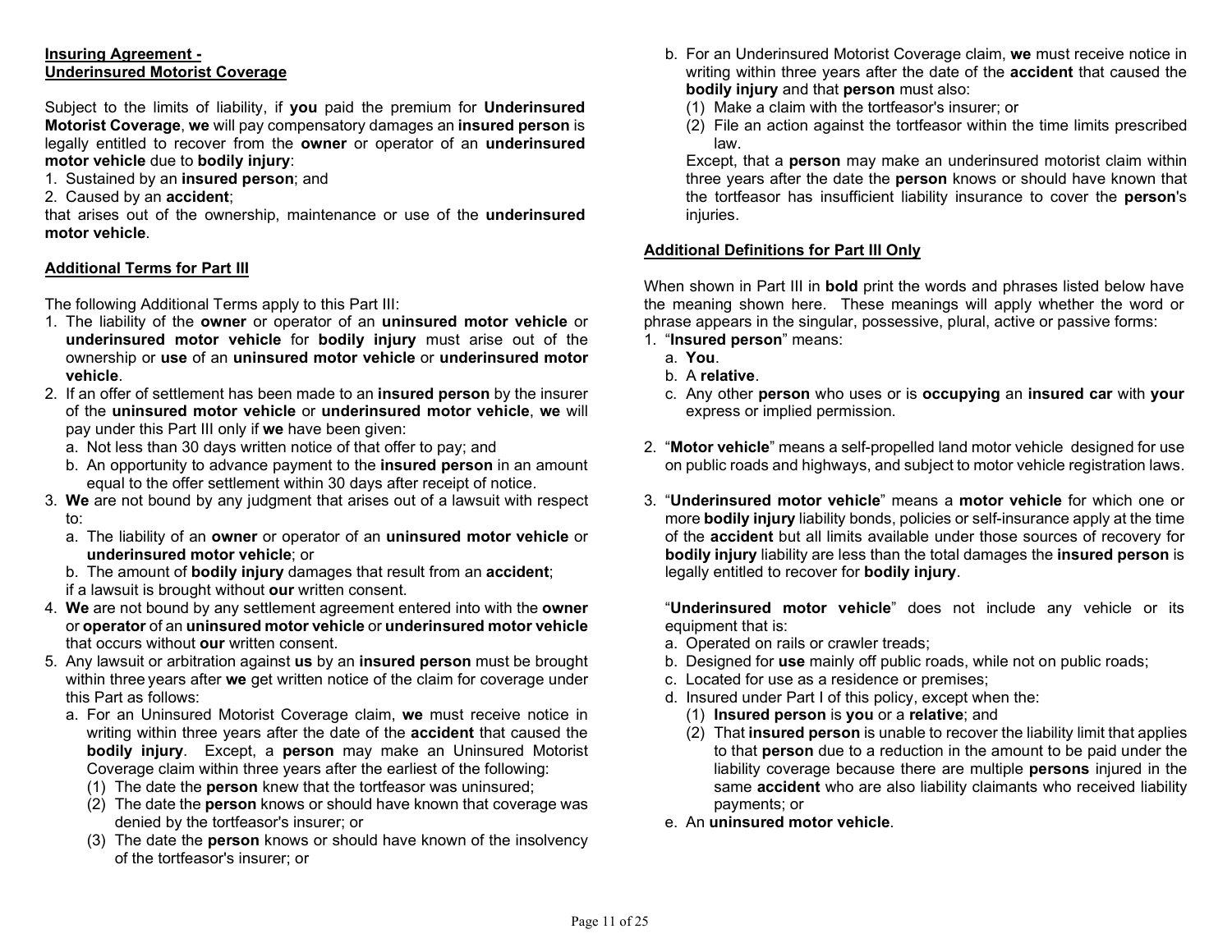**Insuring Agreement -**
**Underinsured Motorist Coverage**

Subject to the limits of liability, if **you** paid the premium for **Underinsured Motorist Coverage**, **we** will pay compensatory damages an **insured person** is legally entitled to recover from the **owner** or operator of an **underinsured motor vehicle** due to **bodily injury**:

1. Sustained by an **insured person**; and
2. Caused by an **accident**;

that arises out of the ownership, maintenance or use of the **underinsured motor vehicle**.

**Additional Terms for Part III**

The following Additional Terms apply to this Part III:

1. The liability of the **owner** or operator of an **uninsured motor vehicle** or **underinsured motor vehicle** for **bodily injury** must arise out of the ownership or **use** of an **uninsured motor vehicle** or **underinsured motor vehicle**.
2. If an offer of settlement has been made to an **insured person** by the insurer of the **uninsured motor vehicle** or **underinsured motor vehicle**, **we** will pay under this Part III only if **we** have been given:
   a. Not less than 30 days written notice of that offer to pay; and
   b. An opportunity to advance payment to the **insured person** in an amount equal to the offer settlement within 30 days after receipt of notice.
3. **We** are not bound by any judgment that arises out of a lawsuit with respect to:
   a. The liability of an **owner** or operator of an **uninsured motor vehicle** or **underinsured motor vehicle**; or
   b. The amount of **bodily injury** damages that result from an **accident**;

   if a lawsuit is brought without **our** written consent.
4. **We** are not bound by any settlement agreement entered into with the **owner** or **operator** of an **uninsured motor vehicle** or **underinsured motor vehicle** that occurs without **our** written consent.
5. Any lawsuit or arbitration against **us** by an **insured person** must be brought within three years after **we** get written notice of the claim for coverage under this Part as follows:
   a. For an Uninsured Motorist Coverage claim, **we** must receive notice in writing within three years after the date of the **accident** that caused the **bodily injury**. Except, a **person** may make an Uninsured Motorist Coverage claim within three years after the earliest of the following:
      (1) The date the **person** knew that the tortfeasor was uninsured;
      (2) The date the **person** knows or should have known that coverage was denied by the tortfeasor's insurer; or
      (3) The date the **person** knows or should have known of the insolvency of the tortfeasor's insurer; or
   b. For an Underinsured Motorist Coverage claim, **we** must receive notice in writing within three years after the date of the **accident** that caused the **bodily injury** and that **person** must also:
      (1) Make a claim with the tortfeasor's insurer; or
      (2) File an action against the tortfeasor within the time limits prescribed law.

      Except, that a **person** may make an underinsured motorist claim within three years after the date the **person** knows or should have known that the tortfeasor has insufficient liability insurance to cover the **person**'s injuries.

**Additional Definitions for Part III Only**

When shown in Part III in **bold** print the words and phrases listed below have the meaning shown here. These meanings will apply whether the word or phrase appears in the singular, possessive, plural, active or passive forms:

1. "**Insured person**" means:
   a. **You**.
   b. A **relative**.
   c. Any other **person** who uses or is **occupying** an **insured car** with **your** express or implied permission.
2. "**Motor vehicle**" means a self-propelled land motor vehicle designed for use on public roads and highways, and subject to motor vehicle registration laws.
3. "**Underinsured motor vehicle**" means a **motor vehicle** for which one or more **bodily injury** liability bonds, policies or self-insurance apply at the time of the **accident** but all limits available under those sources of recovery for **bodily injury** liability are less than the total damages the **insured person** is legally entitled to recover for **bodily injury**.

   "**Underinsured motor vehicle**" does not include any vehicle or its equipment that is:
   a. Operated on rails or crawler treads;
   b. Designed for **use** mainly off public roads, while not on public roads;
   c. Located for use as a residence or premises;
   d. Insured under Part I of this policy, except when the:
      (1) **Insured person** is **you** or a **relative**; and
      (2) That **insured person** is unable to recover the liability limit that applies to that **person** due to a reduction in the amount to be paid under the liability coverage because there are multiple **persons** injured in the same **accident** who are also liability claimants who received liability payments; or
   e. An **uninsured motor vehicle**.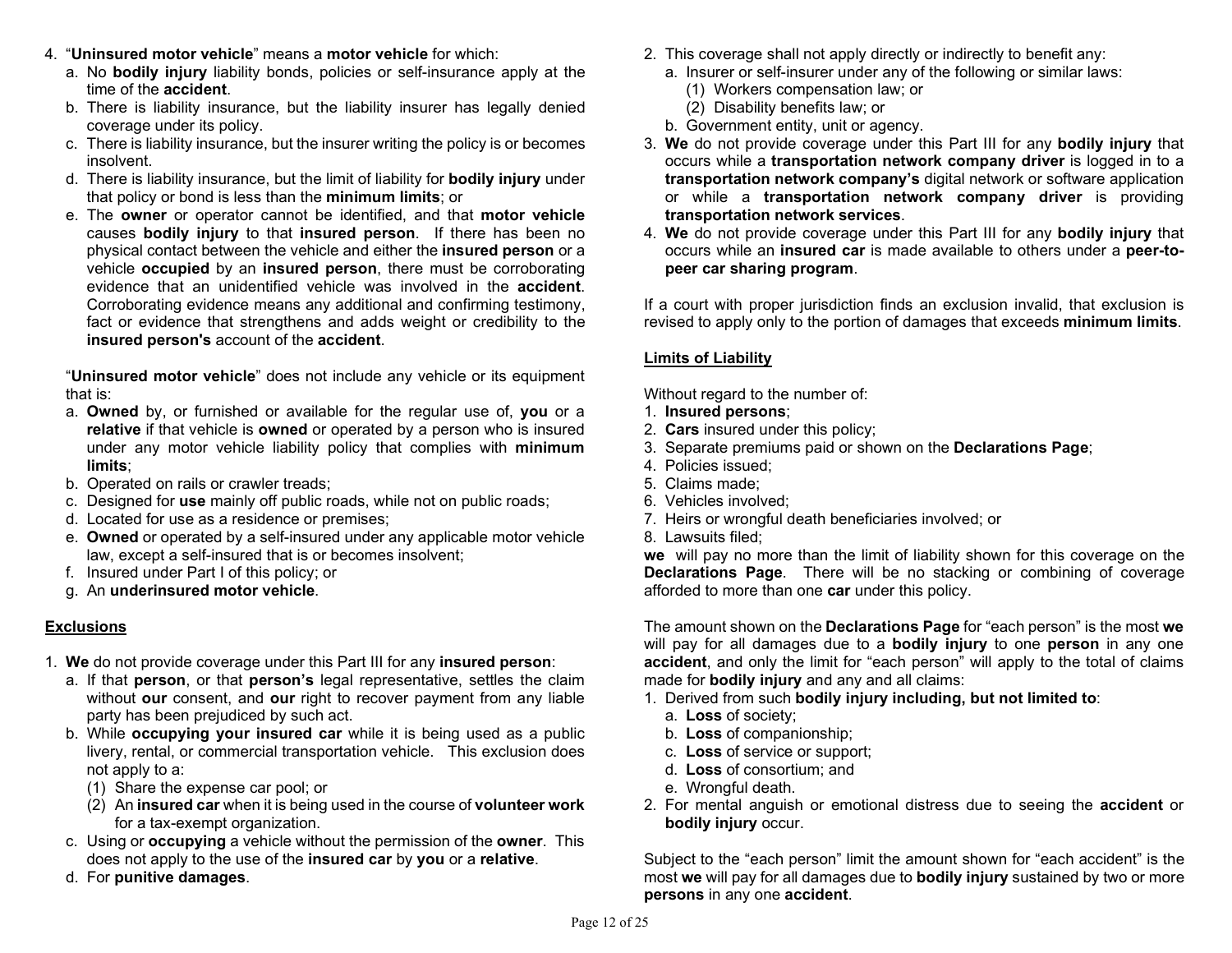4. "**Uninsured motor vehicle**" means a **motor vehicle** for which:
   a. No **bodily injury** liability bonds, policies or self-insurance apply at the time of the **accident**.
   b. There is liability insurance, but the liability insurer has legally denied coverage under its policy.
   c. There is liability insurance, but the insurer writing the policy is or becomes insolvent.
   d. There is liability insurance, but the limit of liability for **bodily injury** under that policy or bond is less than the **minimum limits**; or
   e. The **owner** or operator cannot be identified, and that **motor vehicle** causes **bodily injury** to that **insured person**. If there has been no physical contact between the vehicle and either the **insured person** or a vehicle **occupied** by an **insured person**, there must be corroborating evidence that an unidentified vehicle was involved in the **accident**. Corroborating evidence means any additional and confirming testimony, fact or evidence that strengthens and adds weight or credibility to the **insured person's** account of the **accident**.

   "**Uninsured motor vehicle**" does not include any vehicle or its equipment that is:
   a. **Owned** by, or furnished or available for the regular use of, **you** or a **relative** if that vehicle is **owned** or operated by a person who is insured under any motor vehicle liability policy that complies with **minimum limits**;
   b. Operated on rails or crawler treads;
   c. Designed for **use** mainly off public roads, while not on public roads;
   d. Located for use as a residence or premises;
   e. **Owned** or operated by a self-insured under any applicable motor vehicle law, except a self-insured that is or becomes insolvent;
   f. Insured under Part I of this policy; or
   g. An **underinsured motor vehicle**.

**Exclusions**

1. **We** do not provide coverage under this Part III for any **insured person**:
   a. If that **person**, or that **person's** legal representative, settles the claim without **our** consent, and **our** right to recover payment from any liable party has been prejudiced by such act.
   b. While **occupying your insured car** while it is being used as a public livery, rental, or commercial transportation vehicle. This exclusion does not apply to a:
      (1) Share the expense car pool; or
      (2) An **insured car** when it is being used in the course of **volunteer work** for a tax-exempt organization.
   c. Using or **occupying** a vehicle without the permission of the **owner**. This does not apply to the use of the **insured car** by **you** or a **relative**.
   d. For **punitive damages**.
2. This coverage shall not apply directly or indirectly to benefit any:
   a. Insurer or self-insurer under any of the following or similar laws:
      (1) Workers compensation law; or
      (2) Disability benefits law; or
   b. Government entity, unit or agency.
3. **We** do not provide coverage under this Part III for any **bodily injury** that occurs while a **transportation network company driver** is logged in to a **transportation network company's** digital network or software application or while a **transportation network company driver** is providing **transportation network services**.
4. **We** do not provide coverage under this Part III for any **bodily injury** that occurs while an **insured car** is made available to others under a **peer-to-peer car sharing program**.

If a court with proper jurisdiction finds an exclusion invalid, that exclusion is revised to apply only to the portion of damages that exceeds **minimum limits**.

**Limits of Liability**

Without regard to the number of:
1. **Insured persons**;
2. **Cars** insured under this policy;
3. Separate premiums paid or shown on the **Declarations Page**;
4. Policies issued;
5. Claims made;
6. Vehicles involved;
7. Heirs or wrongful death beneficiaries involved; or
8. Lawsuits filed;

**we** will pay no more than the limit of liability shown for this coverage on the **Declarations Page**. There will be no stacking or combining of coverage afforded to more than one **car** under this policy.

The amount shown on the **Declarations Page** for "each person" is the most **we** will pay for all damages due to a **bodily injury** to one **person** in any one **accident**, and only the limit for "each person" will apply to the total of claims made for **bodily injury** and any and all claims:
1. Derived from such **bodily injury including, but not limited to**:
   a. **Loss** of society;
   b. **Loss** of companionship;
   c. **Loss** of service or support;
   d. **Loss** of consortium; and
   e. Wrongful death.
2. For mental anguish or emotional distress due to seeing the **accident** or **bodily injury** occur.

Subject to the "each person" limit the amount shown for "each accident" is the most **we** will pay for all damages due to **bodily injury** sustained by two or more **persons** in any one **accident**.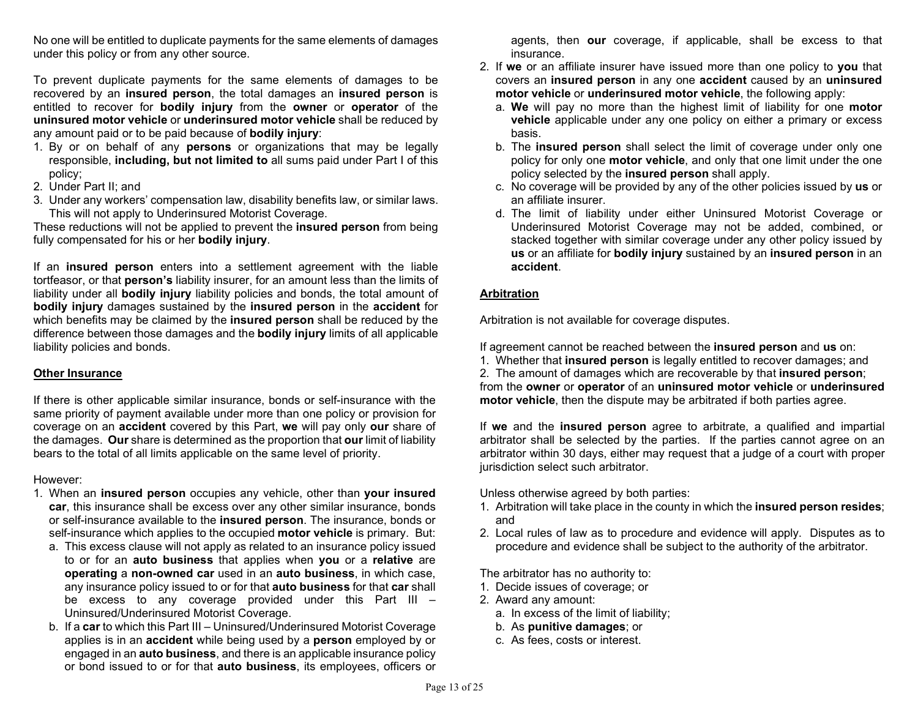No one will be entitled to duplicate payments for the same elements of damages under this policy or from any other source.

To prevent duplicate payments for the same elements of damages to be recovered by an **insured person**, the total damages an **insured person** is entitled to recover for **bodily injury** from the **owner** or **operator** of the **uninsured motor vehicle** or **underinsured motor vehicle** shall be reduced by any amount paid or to be paid because of **bodily injury**:

1. By or on behalf of any **persons** or organizations that may be legally responsible, **including, but not limited to** all sums paid under Part I of this policy;
2. Under Part II; and
3. Under any workers' compensation law, disability benefits law, or similar laws. This will not apply to Underinsured Motorist Coverage.

These reductions will not be applied to prevent the **insured person** from being fully compensated for his or her **bodily injury**.

If an **insured person** enters into a settlement agreement with the liable tortfeasor, or that **person's** liability insurer, for an amount less than the limits of liability under all **bodily injury** liability policies and bonds, the total amount of **bodily injury** damages sustained by the **insured person** in the **accident** for which benefits may be claimed by the **insured person** shall be reduced by the difference between those damages and the **bodily injury** limits of all applicable liability policies and bonds.

## Other Insurance

If there is other applicable similar insurance, bonds or self-insurance with the same priority of payment available under more than one policy or provision for coverage on an **accident** covered by this Part, **we** will pay only **our** share of the damages. **Our** share is determined as the proportion that **our** limit of liability bears to the total of all limits applicable on the same level of priority.

However:

1. When an **insured person** occupies any vehicle, other than **your insured car**, this insurance shall be excess over any other similar insurance, bonds or self-insurance available to the **insured person**. The insurance, bonds or self-insurance which applies to the occupied **motor vehicle** is primary. But:
   a. This excess clause will not apply as related to an insurance policy issued to or for an **auto business** that applies when **you** or a **relative** are **operating** a **non-owned car** used in an **auto business**, in which case, any insurance policy issued to or for that **auto business** for that **car** shall be excess to any coverage provided under this Part III – Uninsured/Underinsured Motorist Coverage.
   b. If a **car** to which this Part III – Uninsured/Underinsured Motorist Coverage applies is in an **accident** while being used by a **person** employed by or engaged in an **auto business**, and there is an applicable insurance policy or bond issued to or for that **auto business**, its employees, officers or agents, then **our** coverage, if applicable, shall be excess to that insurance.
2. If **we** or an affiliate insurer have issued more than one policy to **you** that covers an **insured person** in any one **accident** caused by an **uninsured motor vehicle** or **underinsured motor vehicle**, the following apply:
   a. **We** will pay no more than the highest limit of liability for one **motor vehicle** applicable under any one policy on either a primary or excess basis.
   b. The **insured person** shall select the limit of coverage under only one policy for only one **motor vehicle**, and only that one limit under the one policy selected by the **insured person** shall apply.
   c. No coverage will be provided by any of the other policies issued by **us** or an affiliate insurer.
   d. The limit of liability under either Uninsured Motorist Coverage or Underinsured Motorist Coverage may not be added, combined, or stacked together with similar coverage under any other policy issued by **us** or an affiliate for **bodily injury** sustained by an **insured person** in an **accident**.

## Arbitration

Arbitration is not available for coverage disputes.

If agreement cannot be reached between the **insured person** and **us** on:

1. Whether that **insured person** is legally entitled to recover damages; and
2. The amount of damages which are recoverable by that **insured person**;

from the **owner** or **operator** of an **uninsured motor vehicle** or **underinsured motor vehicle**, then the dispute may be arbitrated if both parties agree.

If **we** and the **insured person** agree to arbitrate, a qualified and impartial arbitrator shall be selected by the parties. If the parties cannot agree on an arbitrator within 30 days, either may request that a judge of a court with proper jurisdiction select such arbitrator.

Unless otherwise agreed by both parties:

1. Arbitration will take place in the county in which the **insured person resides**; and
2. Local rules of law as to procedure and evidence will apply. Disputes as to procedure and evidence shall be subject to the authority of the arbitrator.

The arbitrator has no authority to:

1. Decide issues of coverage; or
2. Award any amount:
   a. In excess of the limit of liability;
   b. As **punitive damages**; or
   c. As fees, costs or interest.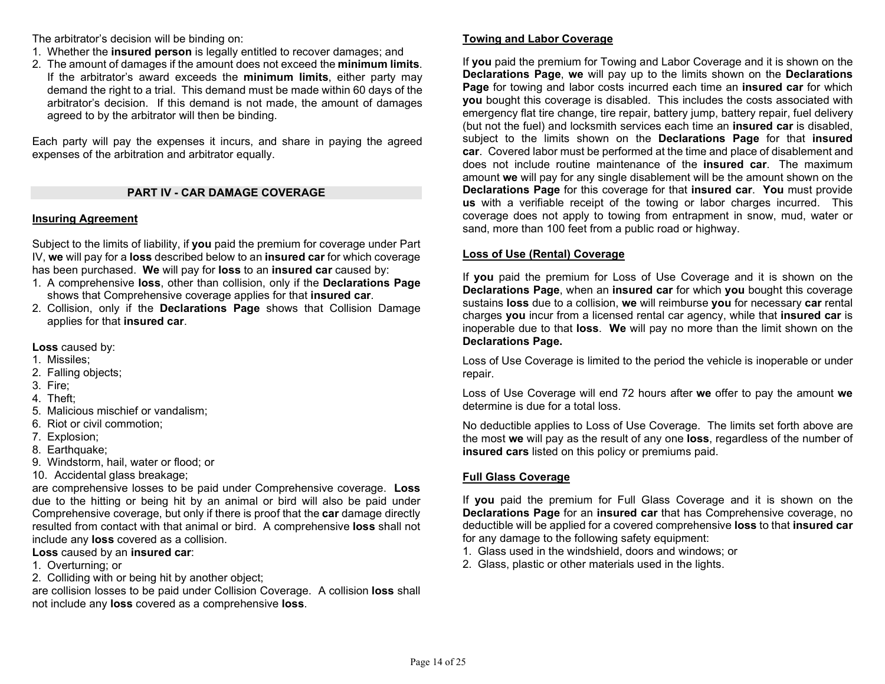The arbitrator's decision will be binding on:

1. Whether the **insured person** is legally entitled to recover damages; and
2. The amount of damages if the amount does not exceed the **minimum limits**. If the arbitrator's award exceeds the **minimum limits**, either party may demand the right to a trial. This demand must be made within 60 days of the arbitrator's decision. If this demand is not made, the amount of damages agreed to by the arbitrator will then be binding.

Each party will pay the expenses it incurs, and share in paying the agreed expenses of the arbitration and arbitrator equally.

## PART IV - CAR DAMAGE COVERAGE

### Insuring Agreement

Subject to the limits of liability, if **you** paid the premium for coverage under Part IV, **we** will pay for a **loss** described below to an **insured car** for which coverage has been purchased. **We** will pay for **loss** to an **insured car** caused by:

1. A comprehensive **loss**, other than collision, only if the **Declarations Page** shows that Comprehensive coverage applies for that **insured car**.
2. Collision, only if the **Declarations Page** shows that Collision Damage applies for that **insured car**.

**Loss** caused by:

1. Missiles;
2. Falling objects;
3. Fire;
4. Theft;
5. Malicious mischief or vandalism;
6. Riot or civil commotion;
7. Explosion;
8. Earthquake;
9. Windstorm, hail, water or flood; or
10. Accidental glass breakage;

are comprehensive losses to be paid under Comprehensive coverage. **Loss** due to the hitting or being hit by an animal or bird will also be paid under Comprehensive coverage, but only if there is proof that the **car** damage directly resulted from contact with that animal or bird. A comprehensive **loss** shall not include any **loss** covered as a collision.

**Loss** caused by an **insured car**:

1. Overturning; or
2. Colliding with or being hit by another object;

are collision losses to be paid under Collision Coverage. A collision **loss** shall not include any **loss** covered as a comprehensive **loss**.

### Towing and Labor Coverage

If **you** paid the premium for Towing and Labor Coverage and it is shown on the **Declarations Page**, **we** will pay up to the limits shown on the **Declarations Page** for towing and labor costs incurred each time an **insured car** for which **you** bought this coverage is disabled. This includes the costs associated with emergency flat tire change, tire repair, battery jump, battery repair, fuel delivery (but not the fuel) and locksmith services each time an **insured car** is disabled, subject to the limits shown on the **Declarations Page** for that **insured car**. Covered labor must be performed at the time and place of disablement and does not include routine maintenance of the **insured car**. The maximum amount **we** will pay for any single disablement will be the amount shown on the **Declarations Page** for this coverage for that **insured car**. **You** must provide **us** with a verifiable receipt of the towing or labor charges incurred. This coverage does not apply to towing from entrapment in snow, mud, water or sand, more than 100 feet from a public road or highway.

### Loss of Use (Rental) Coverage

If **you** paid the premium for Loss of Use Coverage and it is shown on the **Declarations Page**, when an **insured car** for which **you** bought this coverage sustains **loss** due to a collision, **we** will reimburse **you** for necessary **car** rental charges **you** incur from a licensed rental car agency, while that **insured car** is inoperable due to that **loss**. **We** will pay no more than the limit shown on the **Declarations Page.**

Loss of Use Coverage is limited to the period the vehicle is inoperable or under repair.

Loss of Use Coverage will end 72 hours after **we** offer to pay the amount **we** determine is due for a total loss.

No deductible applies to Loss of Use Coverage. The limits set forth above are the most **we** will pay as the result of any one **loss**, regardless of the number of **insured cars** listed on this policy or premiums paid.

### Full Glass Coverage

If **you** paid the premium for Full Glass Coverage and it is shown on the **Declarations Page** for an **insured car** that has Comprehensive coverage, no deductible will be applied for a covered comprehensive **loss** to that **insured car** for any damage to the following safety equipment:

1. Glass used in the windshield, doors and windows; or
2. Glass, plastic or other materials used in the lights.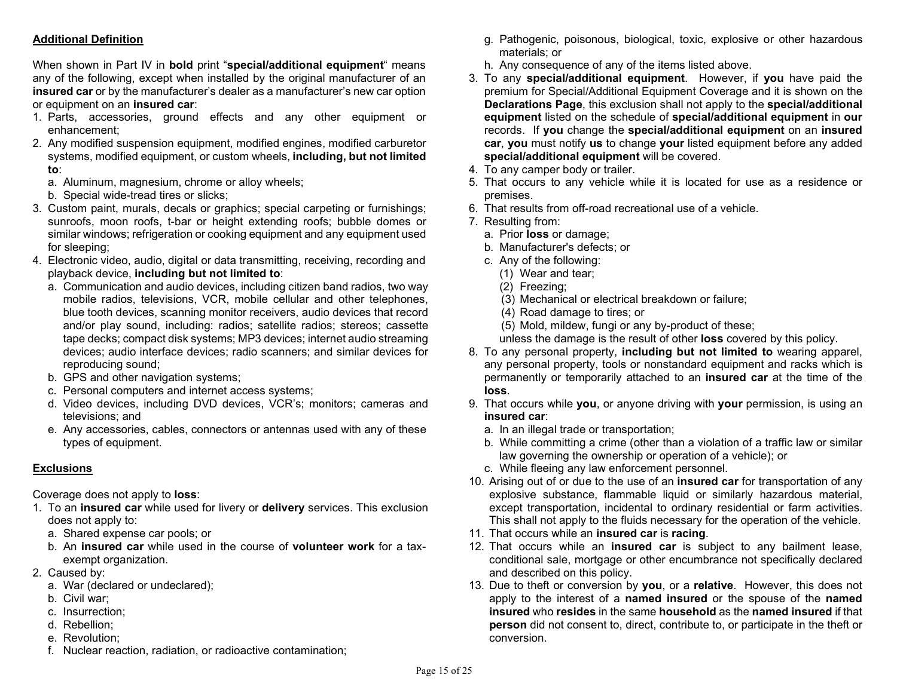**Additional Definition**

When shown in Part IV in **bold** print "**special/additional equipment**" means any of the following, except when installed by the original manufacturer of an **insured car** or by the manufacturer's dealer as a manufacturer's new car option or equipment on an **insured car**:

1. Parts, accessories, ground effects and any other equipment or enhancement;
2. Any modified suspension equipment, modified engines, modified carburetor systems, modified equipment, or custom wheels, **including, but not limited to**:
   a. Aluminum, magnesium, chrome or alloy wheels;
   b. Special wide-tread tires or slicks;
3. Custom paint, murals, decals or graphics; special carpeting or furnishings; sunroofs, moon roofs, t-bar or height extending roofs; bubble domes or similar windows; refrigeration or cooking equipment and any equipment used for sleeping;
4. Electronic video, audio, digital or data transmitting, receiving, recording and playback device, **including but not limited to**:
   a. Communication and audio devices, including citizen band radios, two way mobile radios, televisions, VCR, mobile cellular and other telephones, blue tooth devices, scanning monitor receivers, audio devices that record and/or play sound, including: radios; satellite radios; stereos; cassette tape decks; compact disk systems; MP3 devices; internet audio streaming devices; audio interface devices; radio scanners; and similar devices for reproducing sound;
   b. GPS and other navigation systems;
   c. Personal computers and internet access systems;
   d. Video devices, including DVD devices, VCR's; monitors; cameras and televisions; and
   e. Any accessories, cables, connectors or antennas used with any of these types of equipment.

**Exclusions**

Coverage does not apply to **loss**:

1. To an **insured car** while used for livery or **delivery** services. This exclusion does not apply to:
   a. Shared expense car pools; or
   b. An **insured car** while used in the course of **volunteer work** for a tax-exempt organization.
2. Caused by:
   a. War (declared or undeclared);
   b. Civil war;
   c. Insurrection;
   d. Rebellion;
   e. Revolution;
   f. Nuclear reaction, radiation, or radioactive contamination;
   g. Pathogenic, poisonous, biological, toxic, explosive or other hazardous materials; or
   h. Any consequence of any of the items listed above.
3. To any **special/additional equipment**. However, if **you** have paid the premium for Special/Additional Equipment Coverage and it is shown on the **Declarations Page**, this exclusion shall not apply to the **special/additional equipment** listed on the schedule of **special/additional equipment** in **our** records. If **you** change the **special/additional equipment** on an **insured car**, **you** must notify **us** to change **your** listed equipment before any added **special/additional equipment** will be covered.
4. To any camper body or trailer.
5. That occurs to any vehicle while it is located for use as a residence or premises.
6. That results from off-road recreational use of a vehicle.
7. Resulting from:
   a. Prior **loss** or damage;
   b. Manufacturer's defects; or
   c. Any of the following:
      (1) Wear and tear;
      (2) Freezing;
      (3) Mechanical or electrical breakdown or failure;
      (4) Road damage to tires; or
      (5) Mold, mildew, fungi or any by-product of these;

   unless the damage is the result of other **loss** covered by this policy.
8. To any personal property, **including but not limited to** wearing apparel, any personal property, tools or nonstandard equipment and racks which is permanently or temporarily attached to an **insured car** at the time of the **loss**.
9. That occurs while **you**, or anyone driving with **your** permission, is using an **insured car**:
   a. In an illegal trade or transportation;
   b. While committing a crime (other than a violation of a traffic law or similar law governing the ownership or operation of a vehicle); or
   c. While fleeing any law enforcement personnel.
10. Arising out of or due to the use of an **insured car** for transportation of any explosive substance, flammable liquid or similarly hazardous material, except transportation, incidental to ordinary residential or farm activities. This shall not apply to the fluids necessary for the operation of the vehicle.
11. That occurs while an **insured car** is **racing**.
12. That occurs while an **insured car** is subject to any bailment lease, conditional sale, mortgage or other encumbrance not specifically declared and described on this policy.
13. Due to theft or conversion by **you**, or a **relative**. However, this does not apply to the interest of a **named insured** or the spouse of the **named insured** who **resides** in the same **household** as the **named insured** if that **person** did not consent to, direct, contribute to, or participate in the theft or conversion.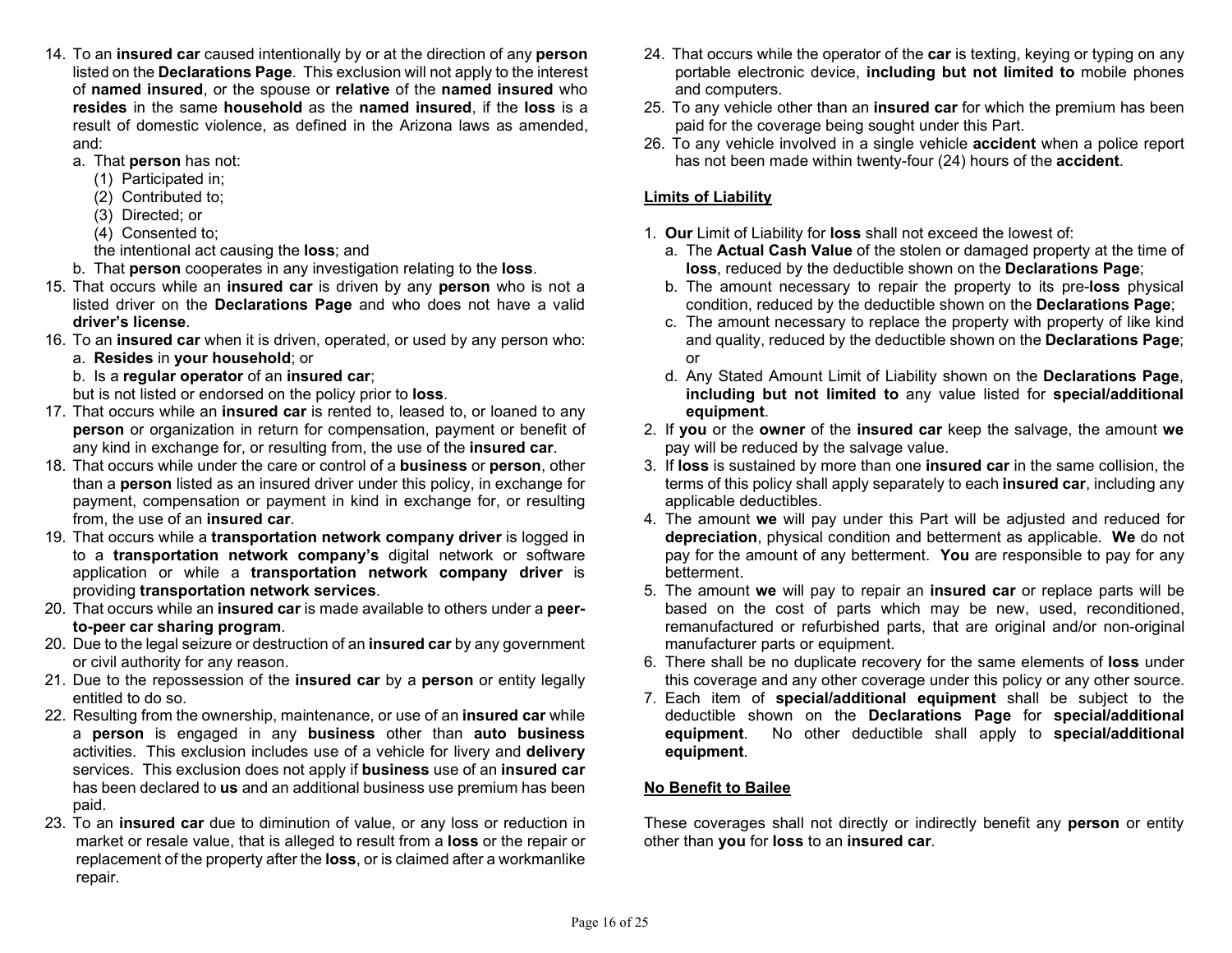14. To an **insured car** caused intentionally by or at the direction of any **person** listed on the **Declarations Page**. This exclusion will not apply to the interest of **named insured**, or the spouse or **relative** of the **named insured** who **resides** in the same **household** as the **named insured**, if the **loss** is a result of domestic violence, as defined in the Arizona laws as amended, and:
    a. That **person** has not:
        (1) Participated in;
        (2) Contributed to;
        (3) Directed; or
        (4) Consented to;

        the intentional act causing the **loss**; and
    b. That **person** cooperates in any investigation relating to the **loss**.
15. That occurs while an **insured car** is driven by any **person** who is not a listed driver on the **Declarations Page** and who does not have a valid **driver's license**.
16. To an **insured car** when it is driven, operated, or used by any person who:
    a. **Resides** in **your household**; or
    b. Is a **regular operator** of an **insured car**;

    but is not listed or endorsed on the policy prior to **loss**.
17. That occurs while an **insured car** is rented to, leased to, or loaned to any **person** or organization in return for compensation, payment or benefit of any kind in exchange for, or resulting from, the use of the **insured car**.
18. That occurs while under the care or control of a **business** or **person**, other than a **person** listed as an insured driver under this policy, in exchange for payment, compensation or payment in kind in exchange for, or resulting from, the use of an **insured car**.
19. That occurs while a **transportation network company driver** is logged in to a **transportation network company's** digital network or software application or while a **transportation network company driver** is providing **transportation network services**.
20. That occurs while an **insured car** is made available to others under a **peer-to-peer car sharing program**.
20. Due to the legal seizure or destruction of an **insured car** by any government or civil authority for any reason.
21. Due to the repossession of the **insured car** by a **person** or entity legally entitled to do so.
22. Resulting from the ownership, maintenance, or use of an **insured car** while a **person** is engaged in any **business** other than **auto business** activities. This exclusion includes use of a vehicle for livery and **delivery** services. This exclusion does not apply if **business** use of an **insured car** has been declared to **us** and an additional business use premium has been paid.
23. To an **insured car** due to diminution of value, or any loss or reduction in market or resale value, that is alleged to result from a **loss** or the repair or replacement of the property after the **loss**, or is claimed after a workmanlike repair.
24. That occurs while the operator of the **car** is texting, keying or typing on any portable electronic device, **including but not limited to** mobile phones and computers.
25. To any vehicle other than an **insured car** for which the premium has been paid for the coverage being sought under this Part.
26. To any vehicle involved in a single vehicle **accident** when a police report has not been made within twenty-four (24) hours of the **accident**.

## Limits of Liability

1. **Our** Limit of Liability for **loss** shall not exceed the lowest of:
    a. The **Actual Cash Value** of the stolen or damaged property at the time of **loss**, reduced by the deductible shown on the **Declarations Page**;
    b. The amount necessary to repair the property to its pre-**loss** physical condition, reduced by the deductible shown on the **Declarations Page**;
    c. The amount necessary to replace the property with property of like kind and quality, reduced by the deductible shown on the **Declarations Page**; or
    d. Any Stated Amount Limit of Liability shown on the **Declarations Page**, **including but not limited to** any value listed for **special/additional equipment**.
2. If **you** or the **owner** of the **insured car** keep the salvage, the amount **we** pay will be reduced by the salvage value.
3. If **loss** is sustained by more than one **insured car** in the same collision, the terms of this policy shall apply separately to each **insured car**, including any applicable deductibles.
4. The amount **we** will pay under this Part will be adjusted and reduced for **depreciation**, physical condition and betterment as applicable. **We** do not pay for the amount of any betterment. **You** are responsible to pay for any betterment.
5. The amount **we** will pay to repair an **insured car** or replace parts will be based on the cost of parts which may be new, used, reconditioned, remanufactured or refurbished parts, that are original and/or non-original manufacturer parts or equipment.
6. There shall be no duplicate recovery for the same elements of **loss** under this coverage and any other coverage under this policy or any other source.
7. Each item of **special/additional equipment** shall be subject to the deductible shown on the **Declarations Page** for **special/additional equipment**. No other deductible shall apply to **special/additional equipment**.

## No Benefit to Bailee

These coverages shall not directly or indirectly benefit any **person** or entity other than **you** for **loss** to an **insured car**.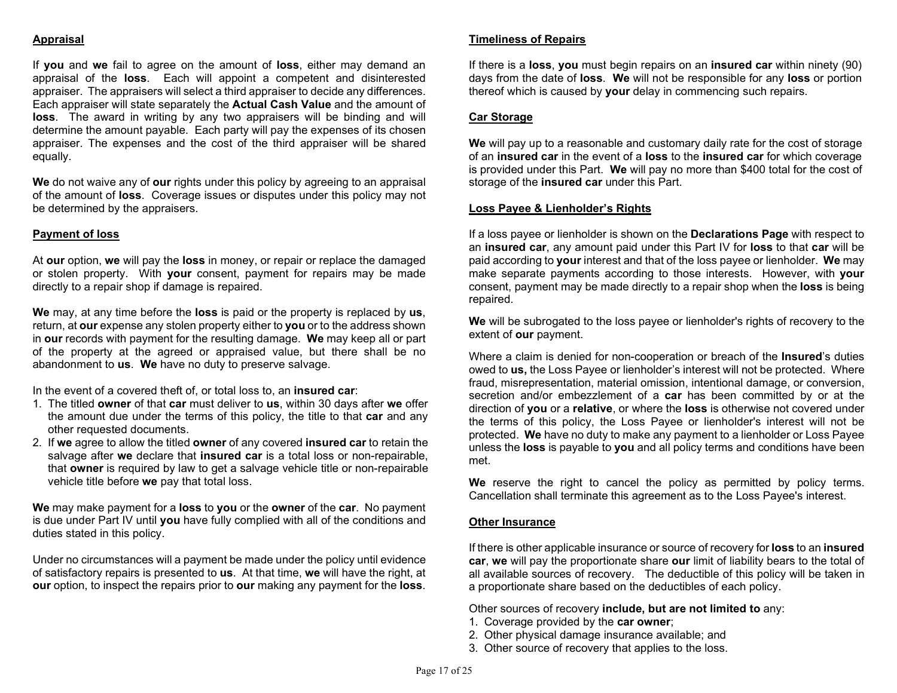**Appraisal**

If **you** and **we** fail to agree on the amount of **loss**, either may demand an appraisal of the **loss**. Each will appoint a competent and disinterested appraiser. The appraisers will select a third appraiser to decide any differences. Each appraiser will state separately the **Actual Cash Value** and the amount of **loss**. The award in writing by any two appraisers will be binding and will determine the amount payable. Each party will pay the expenses of its chosen appraiser. The expenses and the cost of the third appraiser will be shared equally.

**We** do not waive any of **our** rights under this policy by agreeing to an appraisal of the amount of **loss**. Coverage issues or disputes under this policy may not be determined by the appraisers.

**Payment of loss**

At **our** option, **we** will pay the **loss** in money, or repair or replace the damaged or stolen property. With **your** consent, payment for repairs may be made directly to a repair shop if damage is repaired.

**We** may, at any time before the **loss** is paid or the property is replaced by **us**, return, at **our** expense any stolen property either to **you** or to the address shown in **our** records with payment for the resulting damage. **We** may keep all or part of the property at the agreed or appraised value, but there shall be no abandonment to **us**. **We** have no duty to preserve salvage.

In the event of a covered theft of, or total loss to, an **insured car**:

1. The titled **owner** of that **car** must deliver to **us**, within 30 days after **we** offer the amount due under the terms of this policy, the title to that **car** and any other requested documents.
2. If **we** agree to allow the titled **owner** of any covered **insured car** to retain the salvage after **we** declare that **insured car** is a total loss or non-repairable, that **owner** is required by law to get a salvage vehicle title or non-repairable vehicle title before **we** pay that total loss.

**We** may make payment for a **loss** to **you** or the **owner** of the **car**. No payment is due under Part IV until **you** have fully complied with all of the conditions and duties stated in this policy.

Under no circumstances will a payment be made under the policy until evidence of satisfactory repairs is presented to **us**. At that time, **we** will have the right, at **our** option, to inspect the repairs prior to **our** making any payment for the **loss**.

**Timeliness of Repairs**

If there is a **loss**, **you** must begin repairs on an **insured car** within ninety (90) days from the date of **loss**. **We** will not be responsible for any **loss** or portion thereof which is caused by **your** delay in commencing such repairs.

**Car Storage**

**We** will pay up to a reasonable and customary daily rate for the cost of storage of an **insured car** in the event of a **loss** to the **insured car** for which coverage is provided under this Part. **We** will pay no more than $400 total for the cost of storage of the **insured car** under this Part.

**Loss Payee & Lienholder's Rights**

If a loss payee or lienholder is shown on the **Declarations Page** with respect to an **insured car**, any amount paid under this Part IV for **loss** to that **car** will be paid according to **your** interest and that of the loss payee or lienholder. **We** may make separate payments according to those interests. However, with **your** consent, payment may be made directly to a repair shop when the **loss** is being repaired.

**We** will be subrogated to the loss payee or lienholder's rights of recovery to the extent of **our** payment.

Where a claim is denied for non-cooperation or breach of the **Insured**'s duties owed to **us,** the Loss Payee or lienholder's interest will not be protected. Where fraud, misrepresentation, material omission, intentional damage, or conversion, secretion and/or embezzlement of a **car** has been committed by or at the direction of **you** or a **relative**, or where the **loss** is otherwise not covered under the terms of this policy, the Loss Payee or lienholder's interest will not be protected. **We** have no duty to make any payment to a lienholder or Loss Payee unless the **loss** is payable to **you** and all policy terms and conditions have been met.

**We** reserve the right to cancel the policy as permitted by policy terms. Cancellation shall terminate this agreement as to the Loss Payee's interest.

**Other Insurance**

If there is other applicable insurance or source of recovery for **loss** to an **insured car**, **we** will pay the proportionate share **our** limit of liability bears to the total of all available sources of recovery. The deductible of this policy will be taken in a proportionate share based on the deductibles of each policy.

Other sources of recovery **include, but are not limited to** any:

1. Coverage provided by the **car owner**;
2. Other physical damage insurance available; and
3. Other source of recovery that applies to the loss.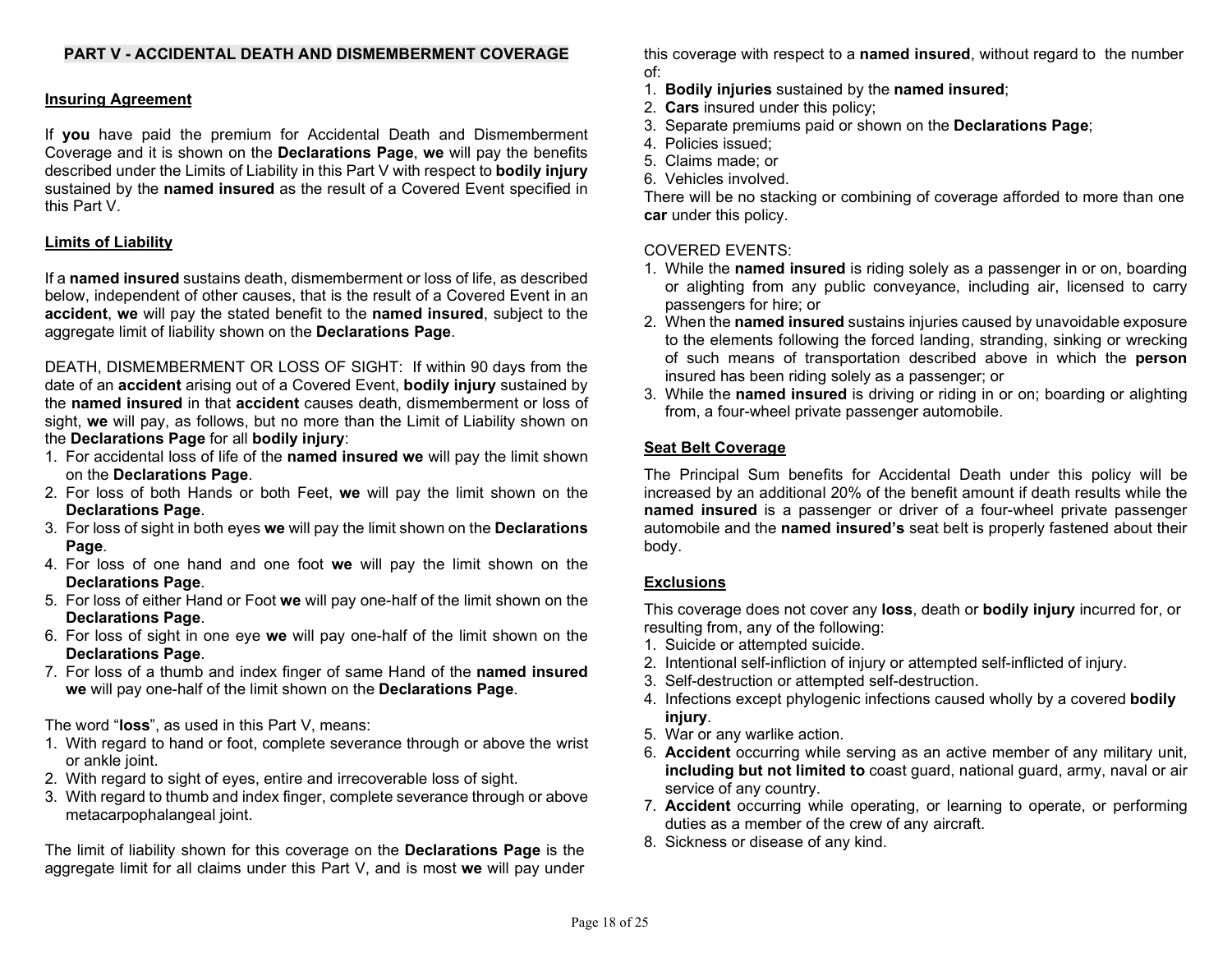## PART V - ACCIDENTAL DEATH AND DISMEMBERMENT COVERAGE

**Insuring Agreement**

If **you** have paid the premium for Accidental Death and Dismemberment Coverage and it is shown on the **Declarations Page**, **we** will pay the benefits described under the Limits of Liability in this Part V with respect to **bodily injury** sustained by the **named insured** as the result of a Covered Event specified in this Part V.

**Limits of Liability**

If a **named insured** sustains death, dismemberment or loss of life, as described below, independent of other causes, that is the result of a Covered Event in an **accident**, **we** will pay the stated benefit to the **named insured**, subject to the aggregate limit of liability shown on the **Declarations Page**.

DEATH, DISMEMBERMENT OR LOSS OF SIGHT: If within 90 days from the date of an **accident** arising out of a Covered Event, **bodily injury** sustained by the **named insured** in that **accident** causes death, dismemberment or loss of sight, **we** will pay, as follows, but no more than the Limit of Liability shown on the **Declarations Page** for all **bodily injury**:

1. For accidental loss of life of the **named insured we** will pay the limit shown on the **Declarations Page**.
2. For loss of both Hands or both Feet, **we** will pay the limit shown on the **Declarations Page**.
3. For loss of sight in both eyes **we** will pay the limit shown on the **Declarations Page**.
4. For loss of one hand and one foot **we** will pay the limit shown on the **Declarations Page**.
5. For loss of either Hand or Foot **we** will pay one-half of the limit shown on the **Declarations Page**.
6. For loss of sight in one eye **we** will pay one-half of the limit shown on the **Declarations Page**.
7. For loss of a thumb and index finger of same Hand of the **named insured we** will pay one-half of the limit shown on the **Declarations Page**.

The word "**loss**", as used in this Part V, means:

1. With regard to hand or foot, complete severance through or above the wrist or ankle joint.
2. With regard to sight of eyes, entire and irrecoverable loss of sight.
3. With regard to thumb and index finger, complete severance through or above metacarpophalangeal joint.

The limit of liability shown for this coverage on the **Declarations Page** is the aggregate limit for all claims under this Part V, and is most **we** will pay under this coverage with respect to a **named insured**, without regard to the number of:

1. **Bodily injuries** sustained by the **named insured**;
2. **Cars** insured under this policy;
3. Separate premiums paid or shown on the **Declarations Page**;
4. Policies issued;
5. Claims made; or
6. Vehicles involved.

There will be no stacking or combining of coverage afforded to more than one **car** under this policy.

COVERED EVENTS:

1. While the **named insured** is riding solely as a passenger in or on, boarding or alighting from any public conveyance, including air, licensed to carry passengers for hire; or
2. When the **named insured** sustains injuries caused by unavoidable exposure to the elements following the forced landing, stranding, sinking or wrecking of such means of transportation described above in which the **person** insured has been riding solely as a passenger; or
3. While the **named insured** is driving or riding in or on; boarding or alighting from, a four-wheel private passenger automobile.

**Seat Belt Coverage**

The Principal Sum benefits for Accidental Death under this policy will be increased by an additional 20% of the benefit amount if death results while the **named insured** is a passenger or driver of a four-wheel private passenger automobile and the **named insured's** seat belt is properly fastened about their body.

**Exclusions**

This coverage does not cover any **loss**, death or **bodily injury** incurred for, or resulting from, any of the following:

1. Suicide or attempted suicide.
2. Intentional self-infliction of injury or attempted self-inflicted of injury.
3. Self-destruction or attempted self-destruction.
4. Infections except phylogenic infections caused wholly by a covered **bodily injury**.
5. War or any warlike action.
6. **Accident** occurring while serving as an active member of any military unit, **including but not limited to** coast guard, national guard, army, naval or air service of any country.
7. **Accident** occurring while operating, or learning to operate, or performing duties as a member of the crew of any aircraft.
8. Sickness or disease of any kind.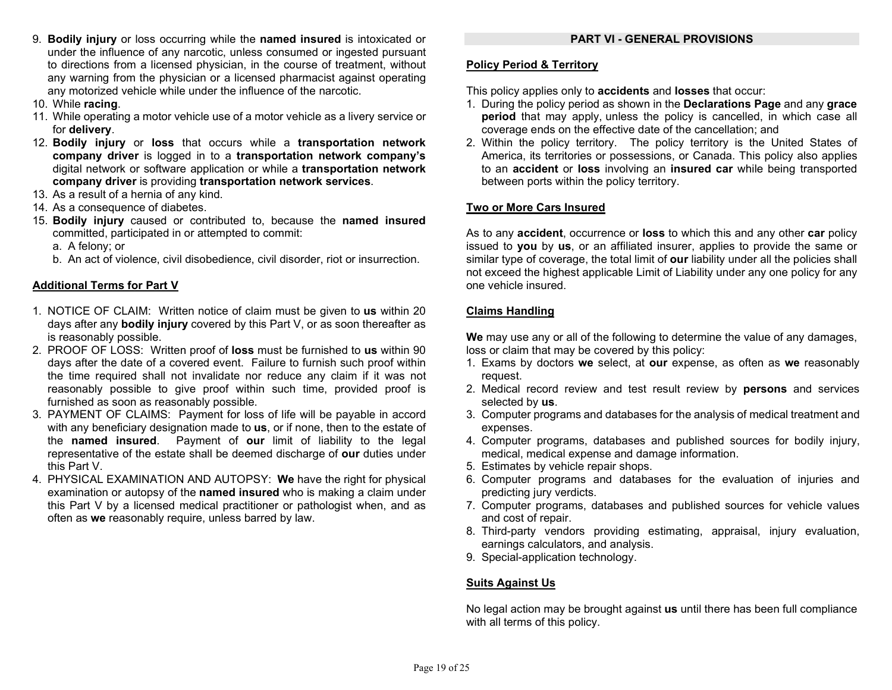9. **Bodily injury** or loss occurring while the **named insured** is intoxicated or under the influence of any narcotic, unless consumed or ingested pursuant to directions from a licensed physician, in the course of treatment, without any warning from the physician or a licensed pharmacist against operating any motorized vehicle while under the influence of the narcotic.
10. While **racing**.
11. While operating a motor vehicle use of a motor vehicle as a livery service or for **delivery**.
12. **Bodily injury** or **loss** that occurs while a **transportation network company driver** is logged in to a **transportation network company's** digital network or software application or while a **transportation network company driver** is providing **transportation network services**.
13. As a result of a hernia of any kind.
14. As a consequence of diabetes.
15. **Bodily injury** caused or contributed to, because the **named insured** committed, participated in or attempted to commit:
    a. A felony; or
    b. An act of violence, civil disobedience, civil disorder, riot or insurrection.

**Additional Terms for Part V**

1. NOTICE OF CLAIM: Written notice of claim must be given to **us** within 20 days after any **bodily injury** covered by this Part V, or as soon thereafter as is reasonably possible.
2. PROOF OF LOSS: Written proof of **loss** must be furnished to **us** within 90 days after the date of a covered event. Failure to furnish such proof within the time required shall not invalidate nor reduce any claim if it was not reasonably possible to give proof within such time, provided proof is furnished as soon as reasonably possible.
3. PAYMENT OF CLAIMS: Payment for loss of life will be payable in accord with any beneficiary designation made to **us**, or if none, then to the estate of the **named insured**. Payment of **our** limit of liability to the legal representative of the estate shall be deemed discharge of **our** duties under this Part V.
4. PHYSICAL EXAMINATION AND AUTOPSY: **We** have the right for physical examination or autopsy of the **named insured** who is making a claim under this Part V by a licensed medical practitioner or pathologist when, and as often as **we** reasonably require, unless barred by law.

## PART VI - GENERAL PROVISIONS

**Policy Period & Territory**

This policy applies only to **accidents** and **losses** that occur:
1. During the policy period as shown in the **Declarations Page** and any **grace period** that may apply, unless the policy is cancelled, in which case all coverage ends on the effective date of the cancellation; and
2. Within the policy territory. The policy territory is the United States of America, its territories or possessions, or Canada. This policy also applies to an **accident** or **loss** involving an **insured car** while being transported between ports within the policy territory.

**Two or More Cars Insured**

As to any **accident**, occurrence or **loss** to which this and any other **car** policy issued to **you** by **us**, or an affiliated insurer, applies to provide the same or similar type of coverage, the total limit of **our** liability under all the policies shall not exceed the highest applicable Limit of Liability under any one policy for any one vehicle insured.

**Claims Handling**

**We** may use any or all of the following to determine the value of any damages, loss or claim that may be covered by this policy:
1. Exams by doctors **we** select, at **our** expense, as often as **we** reasonably request.
2. Medical record review and test result review by **persons** and services selected by **us**.
3. Computer programs and databases for the analysis of medical treatment and expenses.
4. Computer programs, databases and published sources for bodily injury, medical, medical expense and damage information.
5. Estimates by vehicle repair shops.
6. Computer programs and databases for the evaluation of injuries and predicting jury verdicts.
7. Computer programs, databases and published sources for vehicle values and cost of repair.
8. Third-party vendors providing estimating, appraisal, injury evaluation, earnings calculators, and analysis.
9. Special-application technology.

**Suits Against Us**

No legal action may be brought against **us** until there has been full compliance with all terms of this policy.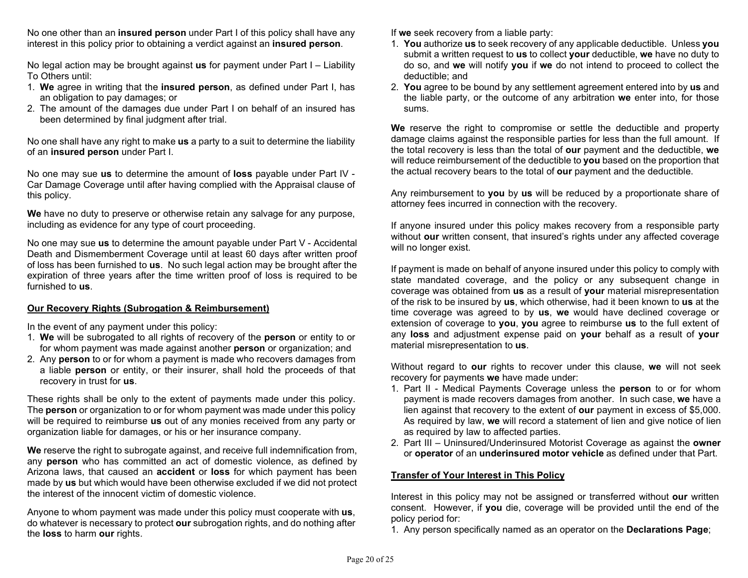No one other than an **insured person** under Part I of this policy shall have any interest in this policy prior to obtaining a verdict against an **insured person**.

No legal action may be brought against **us** for payment under Part I – Liability To Others until:

1. **We** agree in writing that the **insured person**, as defined under Part I, has an obligation to pay damages; or
2. The amount of the damages due under Part I on behalf of an insured has been determined by final judgment after trial.

No one shall have any right to make **us** a party to a suit to determine the liability of an **insured person** under Part I.

No one may sue **us** to determine the amount of **loss** payable under Part IV - Car Damage Coverage until after having complied with the Appraisal clause of this policy.

**We** have no duty to preserve or otherwise retain any salvage for any purpose, including as evidence for any type of court proceeding.

No one may sue **us** to determine the amount payable under Part V - Accidental Death and Dismemberment Coverage until at least 60 days after written proof of loss has been furnished to **us**. No such legal action may be brought after the expiration of three years after the time written proof of loss is required to be furnished to **us**.

**Our Recovery Rights (Subrogation & Reimbursement)**

In the event of any payment under this policy:

1. **We** will be subrogated to all rights of recovery of the **person** or entity to or for whom payment was made against another **person** or organization; and
2. Any **person** to or for whom a payment is made who recovers damages from a liable **person** or entity, or their insurer, shall hold the proceeds of that recovery in trust for **us**.

These rights shall be only to the extent of payments made under this policy. The **person** or organization to or for whom payment was made under this policy will be required to reimburse **us** out of any monies received from any party or organization liable for damages, or his or her insurance company.

**We** reserve the right to subrogate against, and receive full indemnification from, any **person** who has committed an act of domestic violence, as defined by Arizona laws, that caused an **accident** or **loss** for which payment has been made by **us** but which would have been otherwise excluded if we did not protect the interest of the innocent victim of domestic violence.

Anyone to whom payment was made under this policy must cooperate with **us**, do whatever is necessary to protect **our** subrogation rights, and do nothing after the **loss** to harm **our** rights.

If **we** seek recovery from a liable party:

1. **You** authorize **us** to seek recovery of any applicable deductible. Unless **you** submit a written request to **us** to collect **your** deductible, **we** have no duty to do so, and **we** will notify **you** if **we** do not intend to proceed to collect the deductible; and
2. **You** agree to be bound by any settlement agreement entered into by **us** and the liable party, or the outcome of any arbitration **we** enter into, for those sums.

**We** reserve the right to compromise or settle the deductible and property damage claims against the responsible parties for less than the full amount. If the total recovery is less than the total of **our** payment and the deductible, **we** will reduce reimbursement of the deductible to **you** based on the proportion that the actual recovery bears to the total of **our** payment and the deductible.

Any reimbursement to **you** by **us** will be reduced by a proportionate share of attorney fees incurred in connection with the recovery.

If anyone insured under this policy makes recovery from a responsible party without **our** written consent, that insured's rights under any affected coverage will no longer exist.

If payment is made on behalf of anyone insured under this policy to comply with state mandated coverage, and the policy or any subsequent change in coverage was obtained from **us** as a result of **your** material misrepresentation of the risk to be insured by **us**, which otherwise, had it been known to **us** at the time coverage was agreed to by **us**, **we** would have declined coverage or extension of coverage to **you**, **you** agree to reimburse **us** to the full extent of any **loss** and adjustment expense paid on **your** behalf as a result of **your** material misrepresentation to **us**.

Without regard to **our** rights to recover under this clause, **we** will not seek recovery for payments **we** have made under:

1. Part II - Medical Payments Coverage unless the **person** to or for whom payment is made recovers damages from another. In such case, **we** have a lien against that recovery to the extent of **our** payment in excess of $5,000. As required by law, **we** will record a statement of lien and give notice of lien as required by law to affected parties.
2. Part III – Uninsured/Underinsured Motorist Coverage as against the **owner** or **operator** of an **underinsured motor vehicle** as defined under that Part.

**Transfer of Your Interest in This Policy**

Interest in this policy may not be assigned or transferred without **our** written consent. However, if **you** die, coverage will be provided until the end of the policy period for:

1. Any person specifically named as an operator on the **Declarations Page**;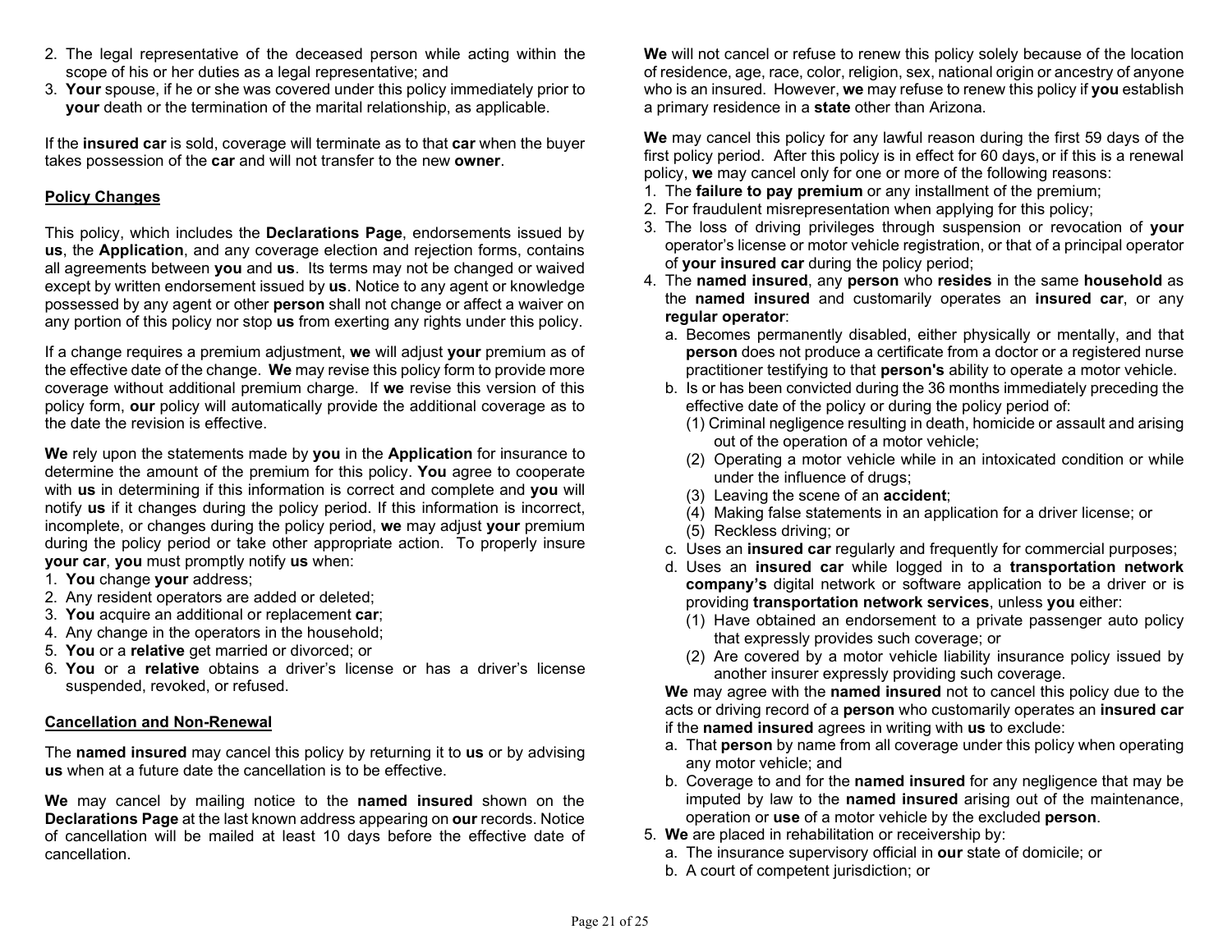2. The legal representative of the deceased person while acting within the scope of his or her duties as a legal representative; and
3. **Your** spouse, if he or she was covered under this policy immediately prior to **your** death or the termination of the marital relationship, as applicable.

If the **insured car** is sold, coverage will terminate as to that **car** when the buyer takes possession of the **car** and will not transfer to the new **owner**.

## Policy Changes

This policy, which includes the **Declarations Page**, endorsements issued by **us**, the **Application**, and any coverage election and rejection forms, contains all agreements between **you** and **us**. Its terms may not be changed or waived except by written endorsement issued by **us**. Notice to any agent or knowledge possessed by any agent or other **person** shall not change or affect a waiver on any portion of this policy nor stop **us** from exerting any rights under this policy.

If a change requires a premium adjustment, **we** will adjust **your** premium as of the effective date of the change. **We** may revise this policy form to provide more coverage without additional premium charge. If **we** revise this version of this policy form, **our** policy will automatically provide the additional coverage as to the date the revision is effective.

**We** rely upon the statements made by **you** in the **Application** for insurance to determine the amount of the premium for this policy. **You** agree to cooperate with **us** in determining if this information is correct and complete and **you** will notify **us** if it changes during the policy period. If this information is incorrect, incomplete, or changes during the policy period, **we** may adjust **your** premium during the policy period or take other appropriate action. To properly insure **your car**, **you** must promptly notify **us** when:

1. **You** change **your** address;
2. Any resident operators are added or deleted;
3. **You** acquire an additional or replacement **car**;
4. Any change in the operators in the household;
5. **You** or a **relative** get married or divorced; or
6. **You** or a **relative** obtains a driver's license or has a driver's license suspended, revoked, or refused.

## Cancellation and Non-Renewal

The **named insured** may cancel this policy by returning it to **us** or by advising **us** when at a future date the cancellation is to be effective.

**We** may cancel by mailing notice to the **named insured** shown on the **Declarations Page** at the last known address appearing on **our** records. Notice of cancellation will be mailed at least 10 days before the effective date of cancellation.

**We** will not cancel or refuse to renew this policy solely because of the location of residence, age, race, color, religion, sex, national origin or ancestry of anyone who is an insured. However, **we** may refuse to renew this policy if **you** establish a primary residence in a **state** other than Arizona.

**We** may cancel this policy for any lawful reason during the first 59 days of the first policy period. After this policy is in effect for 60 days, or if this is a renewal policy, **we** may cancel only for one or more of the following reasons:

1. The **failure to pay premium** or any installment of the premium;
2. For fraudulent misrepresentation when applying for this policy;
3. The loss of driving privileges through suspension or revocation of **your** operator's license or motor vehicle registration, or that of a principal operator of **your insured car** during the policy period;
4. The **named insured**, any **person** who **resides** in the same **household** as the **named insured** and customarily operates an **insured car**, or any **regular operator**:
   a. Becomes permanently disabled, either physically or mentally, and that **person** does not produce a certificate from a doctor or a registered nurse practitioner testifying to that **person's** ability to operate a motor vehicle.
   b. Is or has been convicted during the 36 months immediately preceding the effective date of the policy or during the policy period of:
      (1) Criminal negligence resulting in death, homicide or assault and arising out of the operation of a motor vehicle;
      (2) Operating a motor vehicle while in an intoxicated condition or while under the influence of drugs;
      (3) Leaving the scene of an **accident**;
      (4) Making false statements in an application for a driver license; or
      (5) Reckless driving; or
   c. Uses an **insured car** regularly and frequently for commercial purposes;
   d. Uses an **insured car** while logged in to a **transportation network company's** digital network or software application to be a driver or is providing **transportation network services**, unless **you** either:
      (1) Have obtained an endorsement to a private passenger auto policy that expressly provides such coverage; or
      (2) Are covered by a motor vehicle liability insurance policy issued by another insurer expressly providing such coverage.

   **We** may agree with the **named insured** not to cancel this policy due to the acts or driving record of a **person** who customarily operates an **insured car** if the **named insured** agrees in writing with **us** to exclude:
   a. That **person** by name from all coverage under this policy when operating any motor vehicle; and
   b. Coverage to and for the **named insured** for any negligence that may be imputed by law to the **named insured** arising out of the maintenance, operation or **use** of a motor vehicle by the excluded **person**.
5. **We** are placed in rehabilitation or receivership by:
   a. The insurance supervisory official in **our** state of domicile; or
   b. A court of competent jurisdiction; or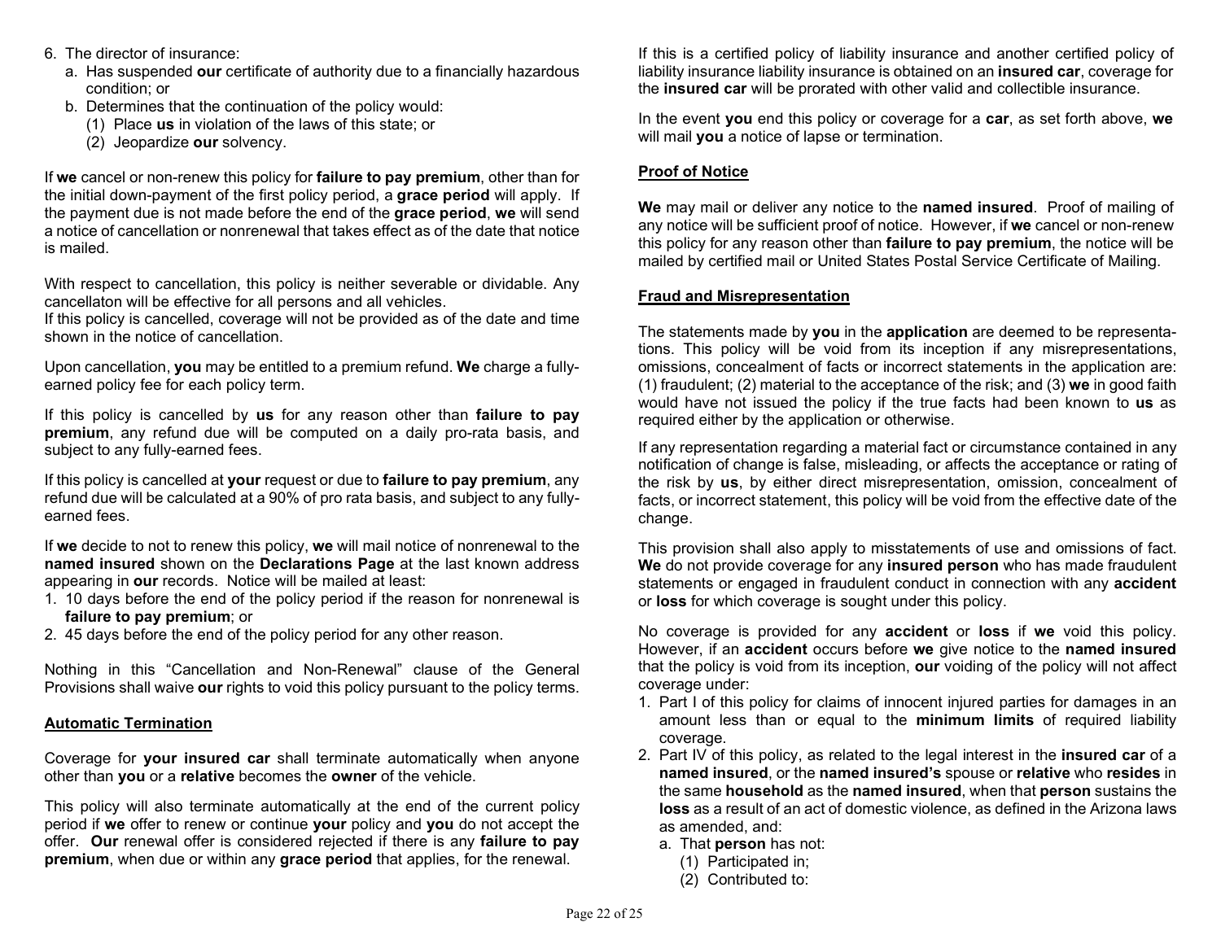6. The director of insurance:
   a. Has suspended **our** certificate of authority due to a financially hazardous condition; or
   b. Determines that the continuation of the policy would:
      (1) Place **us** in violation of the laws of this state; or
      (2) Jeopardize **our** solvency.

If **we** cancel or non-renew this policy for **failure to pay premium**, other than for the initial down-payment of the first policy period, a **grace period** will apply. If the payment due is not made before the end of the **grace period**, **we** will send a notice of cancellation or nonrenewal that takes effect as of the date that notice is mailed.

With respect to cancellation, this policy is neither severable or dividable. Any cancellaton will be effective for all persons and all vehicles.
If this policy is cancelled, coverage will not be provided as of the date and time shown in the notice of cancellation.

Upon cancellation, **you** may be entitled to a premium refund. **We** charge a fully-earned policy fee for each policy term.

If this policy is cancelled by **us** for any reason other than **failure to pay premium**, any refund due will be computed on a daily pro-rata basis, and subject to any fully-earned fees.

If this policy is cancelled at **your** request or due to **failure to pay premium**, any refund due will be calculated at a 90% of pro rata basis, and subject to any fully-earned fees.

If **we** decide to not to renew this policy, **we** will mail notice of nonrenewal to the **named insured** shown on the **Declarations Page** at the last known address appearing in **our** records. Notice will be mailed at least:
1. 10 days before the end of the policy period if the reason for nonrenewal is **failure to pay premium**; or
2. 45 days before the end of the policy period for any other reason.

Nothing in this "Cancellation and Non-Renewal" clause of the General Provisions shall waive **our** rights to void this policy pursuant to the policy terms.

## Automatic Termination

Coverage for **your insured car** shall terminate automatically when anyone other than **you** or a **relative** becomes the **owner** of the vehicle.

This policy will also terminate automatically at the end of the current policy period if **we** offer to renew or continue **your** policy and **you** do not accept the offer. **Our** renewal offer is considered rejected if there is any **failure to pay premium**, when due or within any **grace period** that applies, for the renewal.

If this is a certified policy of liability insurance and another certified policy of liability insurance liability insurance is obtained on an **insured car**, coverage for the **insured car** will be prorated with other valid and collectible insurance.

In the event **you** end this policy or coverage for a **car**, as set forth above, **we** will mail **you** a notice of lapse or termination.

## Proof of Notice

**We** may mail or deliver any notice to the **named insured**. Proof of mailing of any notice will be sufficient proof of notice. However, if **we** cancel or non-renew this policy for any reason other than **failure to pay premium**, the notice will be mailed by certified mail or United States Postal Service Certificate of Mailing.

## Fraud and Misrepresentation

The statements made by **you** in the **application** are deemed to be representations. This policy will be void from its inception if any misrepresentations, omissions, concealment of facts or incorrect statements in the application are: (1) fraudulent; (2) material to the acceptance of the risk; and (3) **we** in good faith would have not issued the policy if the true facts had been known to **us** as required either by the application or otherwise.

If any representation regarding a material fact or circumstance contained in any notification of change is false, misleading, or affects the acceptance or rating of the risk by **us**, by either direct misrepresentation, omission, concealment of facts, or incorrect statement, this policy will be void from the effective date of the change.

This provision shall also apply to misstatements of use and omissions of fact. **We** do not provide coverage for any **insured person** who has made fraudulent statements or engaged in fraudulent conduct in connection with any **accident** or **loss** for which coverage is sought under this policy.

No coverage is provided for any **accident** or **loss** if **we** void this policy. However, if an **accident** occurs before **we** give notice to the **named insured** that the policy is void from its inception, **our** voiding of the policy will not affect coverage under:
1. Part I of this policy for claims of innocent injured parties for damages in an amount less than or equal to the **minimum limits** of required liability coverage.
2. Part IV of this policy, as related to the legal interest in the **insured car** of a **named insured**, or the **named insured's** spouse or **relative** who **resides** in the same **household** as the **named insured**, when that **person** sustains the **loss** as a result of an act of domestic violence, as defined in the Arizona laws as amended, and:
   a. That **person** has not:
      (1) Participated in;
      (2) Contributed to: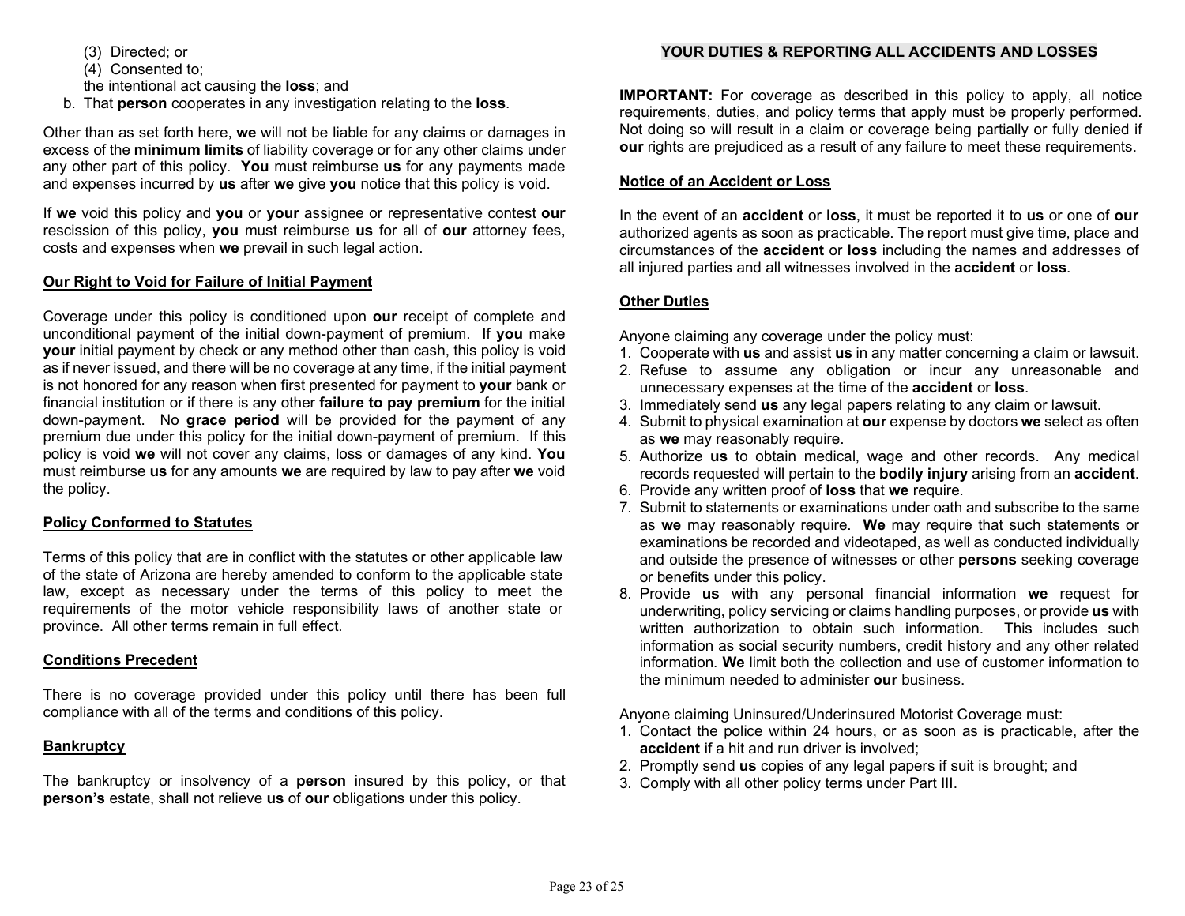(3) Directed; or
(4) Consented to;
the intentional act causing the **loss**; and

b. That **person** cooperates in any investigation relating to the **loss**.

Other than as set forth here, **we** will not be liable for any claims or damages in excess of the **minimum limits** of liability coverage or for any other claims under any other part of this policy. **You** must reimburse **us** for any payments made and expenses incurred by **us** after **we** give **you** notice that this policy is void.

If **we** void this policy and **you** or **your** assignee or representative contest **our** rescission of this policy, **you** must reimburse **us** for all of **our** attorney fees, costs and expenses when **we** prevail in such legal action.

**Our Right to Void for Failure of Initial Payment**

Coverage under this policy is conditioned upon **our** receipt of complete and unconditional payment of the initial down-payment of premium. If **you** make **your** initial payment by check or any method other than cash, this policy is void as if never issued, and there will be no coverage at any time, if the initial payment is not honored for any reason when first presented for payment to **your** bank or financial institution or if there is any other **failure to pay premium** for the initial down-payment. No **grace period** will be provided for the payment of any premium due under this policy for the initial down-payment of premium. If this policy is void **we** will not cover any claims, loss or damages of any kind. **You** must reimburse **us** for any amounts **we** are required by law to pay after **we** void the policy.

**Policy Conformed to Statutes**

Terms of this policy that are in conflict with the statutes or other applicable law of the state of Arizona are hereby amended to conform to the applicable state law, except as necessary under the terms of this policy to meet the requirements of the motor vehicle responsibility laws of another state or province. All other terms remain in full effect.

**Conditions Precedent**

There is no coverage provided under this policy until there has been full compliance with all of the terms and conditions of this policy.

**Bankruptcy**

The bankruptcy or insolvency of a **person** insured by this policy, or that **person's** estate, shall not relieve **us** of **our** obligations under this policy.

## YOUR DUTIES & REPORTING ALL ACCIDENTS AND LOSSES

**IMPORTANT:** For coverage as described in this policy to apply, all notice requirements, duties, and policy terms that apply must be properly performed. Not doing so will result in a claim or coverage being partially or fully denied if **our** rights are prejudiced as a result of any failure to meet these requirements.

**Notice of an Accident or Loss**

In the event of an **accident** or **loss**, it must be reported it to **us** or one of **our** authorized agents as soon as practicable. The report must give time, place and circumstances of the **accident** or **loss** including the names and addresses of all injured parties and all witnesses involved in the **accident** or **loss**.

**Other Duties**

Anyone claiming any coverage under the policy must:

1. Cooperate with **us** and assist **us** in any matter concerning a claim or lawsuit.
2. Refuse to assume any obligation or incur any unreasonable and unnecessary expenses at the time of the **accident** or **loss**.
3. Immediately send **us** any legal papers relating to any claim or lawsuit.
4. Submit to physical examination at **our** expense by doctors **we** select as often as **we** may reasonably require.
5. Authorize **us** to obtain medical, wage and other records. Any medical records requested will pertain to the **bodily injury** arising from an **accident**.
6. Provide any written proof of **loss** that **we** require.
7. Submit to statements or examinations under oath and subscribe to the same as **we** may reasonably require. **We** may require that such statements or examinations be recorded and videotaped, as well as conducted individually and outside the presence of witnesses or other **persons** seeking coverage or benefits under this policy.
8. Provide **us** with any personal financial information **we** request for underwriting, policy servicing or claims handling purposes, or provide **us** with written authorization to obtain such information. This includes such information as social security numbers, credit history and any other related information. **We** limit both the collection and use of customer information to the minimum needed to administer **our** business.

Anyone claiming Uninsured/Underinsured Motorist Coverage must:

1. Contact the police within 24 hours, or as soon as is practicable, after the **accident** if a hit and run driver is involved;
2. Promptly send **us** copies of any legal papers if suit is brought; and
3. Comply with all other policy terms under Part III.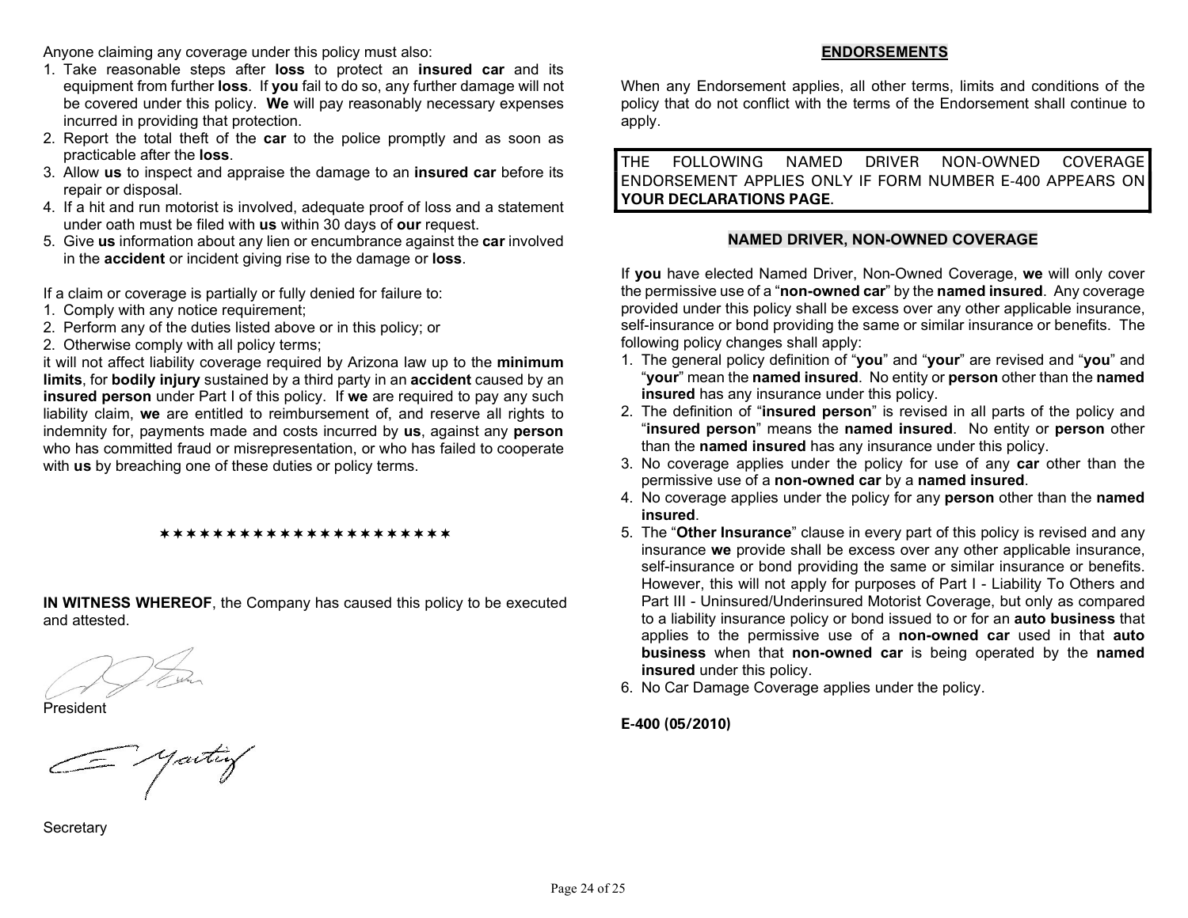Anyone claiming any coverage under this policy must also:

1. Take reasonable steps after **loss** to protect an **insured car** and its equipment from further **loss**. If **you** fail to do so, any further damage will not be covered under this policy. **We** will pay reasonably necessary expenses incurred in providing that protection.
2. Report the total theft of the **car** to the police promptly and as soon as practicable after the **loss**.
3. Allow **us** to inspect and appraise the damage to an **insured car** before its repair or disposal.
4. If a hit and run motorist is involved, adequate proof of loss and a statement under oath must be filed with **us** within 30 days of **our** request.
5. Give **us** information about any lien or encumbrance against the **car** involved in the **accident** or incident giving rise to the damage or **loss**.

If a claim or coverage is partially or fully denied for failure to:

1. Comply with any notice requirement;
2. Perform any of the duties listed above or in this policy; or
2. Otherwise comply with all policy terms;

it will not affect liability coverage required by Arizona law up to the **minimum limits**, for **bodily injury** sustained by a third party in an **accident** caused by an **insured person** under Part I of this policy. If **we** are required to pay any such liability claim, **we** are entitled to reimbursement of, and reserve all rights to indemnity for, payments made and costs incurred by **us**, against any **person** who has committed fraud or misrepresentation, or who has failed to cooperate with **us** by breaching one of these duties or policy terms.

✶✶✶✶✶✶✶✶✶✶✶✶✶✶✶✶✶✶✶✶✶✶

**IN WITNESS WHEREOF**, the Company has caused this policy to be executed and attested.

President

Secretary

## ENDORSEMENTS

When any Endorsement applies, all other terms, limits and conditions of the policy that do not conflict with the terms of the Endorsement shall continue to apply.

THE FOLLOWING NAMED DRIVER NON-OWNED COVERAGE ENDORSEMENT APPLIES ONLY IF FORM NUMBER E-400 APPEARS ON **YOUR DECLARATIONS PAGE**.

### NAMED DRIVER, NON-OWNED COVERAGE

If **you** have elected Named Driver, Non-Owned Coverage, **we** will only cover the permissive use of a "**non-owned car**" by the **named insured**. Any coverage provided under this policy shall be excess over any other applicable insurance, self-insurance or bond providing the same or similar insurance or benefits. The following policy changes shall apply:

1. The general policy definition of "**you**" and "**your**" are revised and "**you**" and "**your**" mean the **named insured**. No entity or **person** other than the **named insured** has any insurance under this policy.
2. The definition of "**insured person**" is revised in all parts of the policy and "**insured person**" means the **named insured**. No entity or **person** other than the **named insured** has any insurance under this policy.
3. No coverage applies under the policy for use of any **car** other than the permissive use of a **non-owned car** by a **named insured**.
4. No coverage applies under the policy for any **person** other than the **named insured**.
5. The "**Other Insurance**" clause in every part of this policy is revised and any insurance **we** provide shall be excess over any other applicable insurance, self-insurance or bond providing the same or similar insurance or benefits. However, this will not apply for purposes of Part I - Liability To Others and Part III - Uninsured/Underinsured Motorist Coverage, but only as compared to a liability insurance policy or bond issued to or for an **auto business** that applies to the permissive use of a **non-owned car** used in that **auto business** when that **non-owned car** is being operated by the **named insured** under this policy.
6. No Car Damage Coverage applies under the policy.

**E-400 (05/2010)**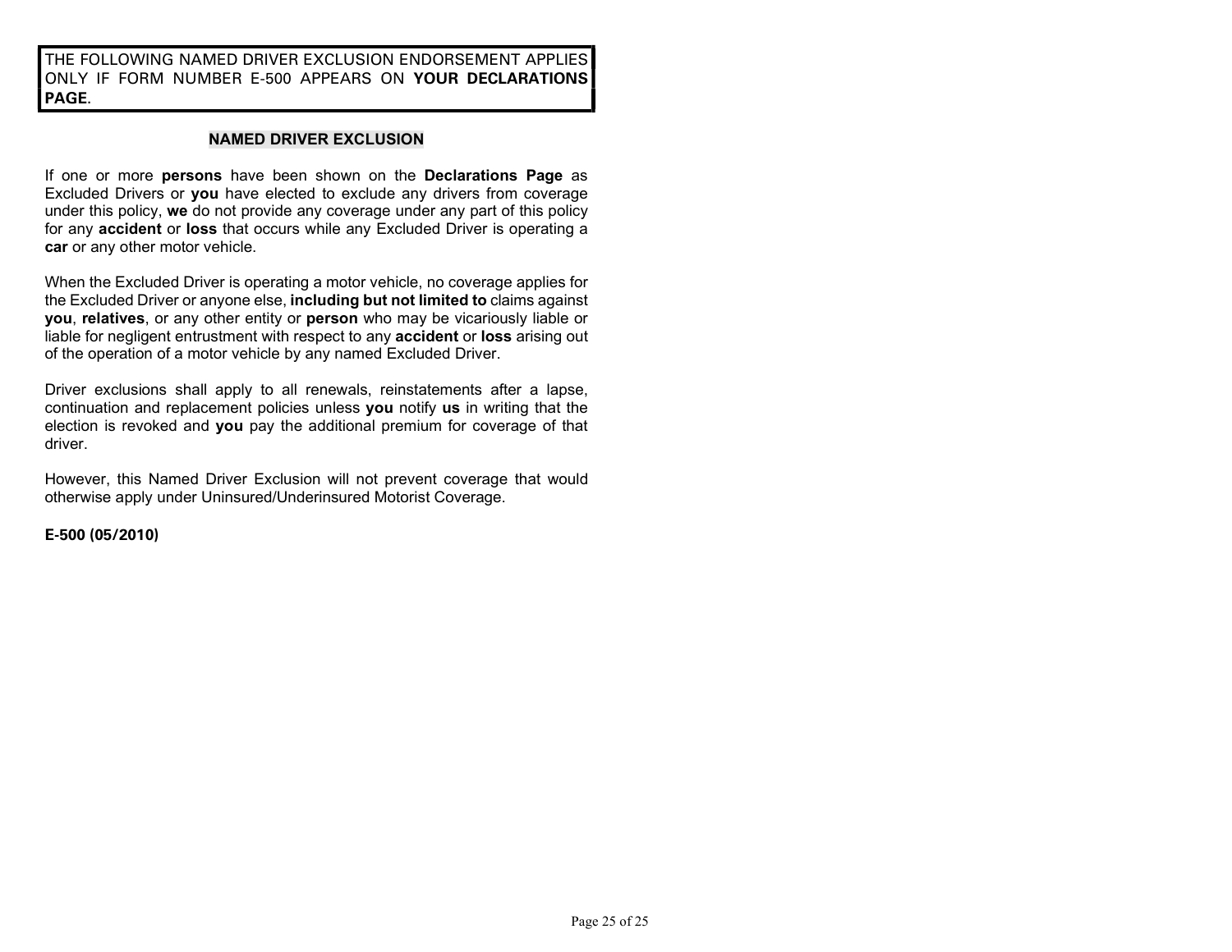THE FOLLOWING NAMED DRIVER EXCLUSION ENDORSEMENT APPLIES ONLY IF FORM NUMBER E-500 APPEARS ON **YOUR DECLARATIONS PAGE**.

## NAMED DRIVER EXCLUSION

If one or more **persons** have been shown on the **Declarations Page** as Excluded Drivers or **you** have elected to exclude any drivers from coverage under this policy, **we** do not provide any coverage under any part of this policy for any **accident** or **loss** that occurs while any Excluded Driver is operating a **car** or any other motor vehicle.

When the Excluded Driver is operating a motor vehicle, no coverage applies for the Excluded Driver or anyone else, **including but not limited to** claims against **you**, **relatives**, or any other entity or **person** who may be vicariously liable or liable for negligent entrustment with respect to any **accident** or **loss** arising out of the operation of a motor vehicle by any named Excluded Driver.

Driver exclusions shall apply to all renewals, reinstatements after a lapse, continuation and replacement policies unless **you** notify **us** in writing that the election is revoked and **you** pay the additional premium for coverage of that driver.

However, this Named Driver Exclusion will not prevent coverage that would otherwise apply under Uninsured/Underinsured Motorist Coverage.

**E-500 (05/2010)**